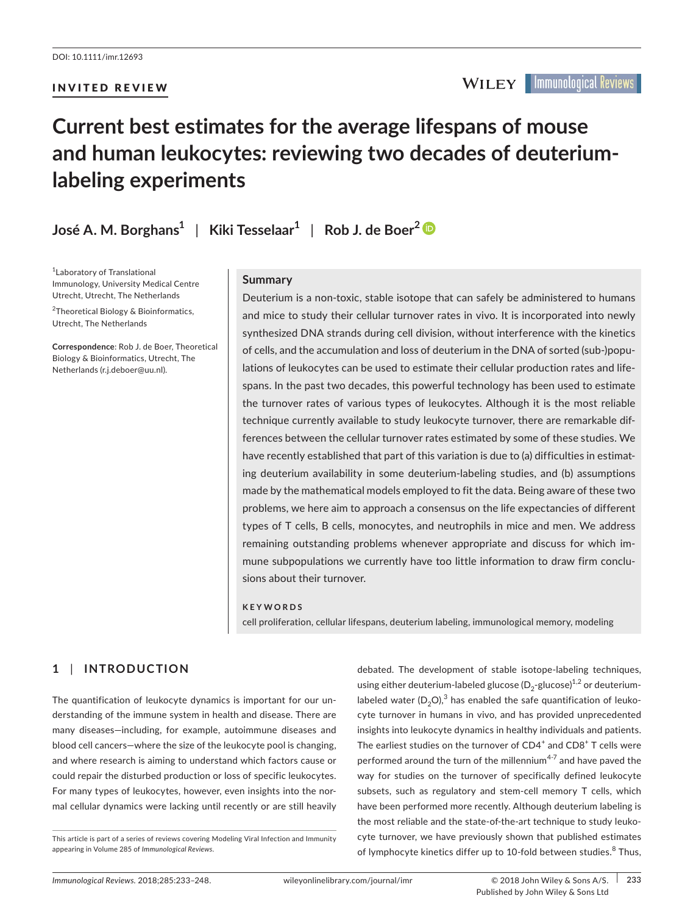DOI: 10.1111/imr.12693

INVITED REVIEW

# Current best estimates for the average lifespans of mouse and human leukocytes: reviewing two decades of deuterium-labeling experiments

**José A. M. Borghans[1]** | **Kiki Tesselaar[1]** | **Rob J. de Boer[2]**

[1]Laboratory of Translational Immunology, University Medical Centre Utrecht, Utrecht, The Netherlands

[2]Theoretical Biology & Bioinformatics, Utrecht, The Netherlands

**Correspondence**: Rob J. de Boer, Theoretical Biology & Bioinformatics, Utrecht, The Netherlands (r.j.deboer@uu.nl).

## Summary

Deuterium is a non-toxic, stable isotope that can safely be administered to humans and mice to study their cellular turnover rates in vivo. It is incorporated into newly synthesized DNA strands during cell division, without interference with the kinetics of cells, and the accumulation and loss of deuterium in the DNA of sorted (sub-)populations of leukocytes can be used to estimate their cellular production rates and lifespans. In the past two decades, this powerful technology has been used to estimate the turnover rates of various types of leukocytes. Although it is the most reliable technique currently available to study leukocyte turnover, there are remarkable differences between the cellular turnover rates estimated by some of these studies. We have recently established that part of this variation is due to (a) difficulties in estimating deuterium availability in some deuterium-labeling studies, and (b) assumptions made by the mathematical models employed to fit the data. Being aware of these two problems, we here aim to approach a consensus on the life expectancies of different types of T cells, B cells, monocytes, and neutrophils in mice and men. We address remaining outstanding problems whenever appropriate and discuss for which immune subpopulations we currently have too little information to draw firm conclusions about their turnover.

**KEYWORDS**

cell proliferation, cellular lifespans, deuterium labeling, immunological memory, modeling

## 1 | INTRODUCTION

The quantification of leukocyte dynamics is important for our understanding of the immune system in health and disease. There are many diseases—including, for example, autoimmune diseases and blood cell cancers—where the size of the leukocyte pool is changing, and where research is aiming to understand which factors cause or could repair the disturbed production or loss of specific leukocytes. For many types of leukocytes, however, even insights into the normal cellular dynamics were lacking until recently or are still heavily debated. The development of stable isotope-labeling techniques, using either deuterium-labeled glucose ($D_2$-glucose)[1,2] or deuterium-labeled water ($D_2O$),[3] has enabled the safe quantification of leukocyte turnover in humans in vivo, and has provided unprecedented insights into leukocyte dynamics in healthy individuals and patients. The earliest studies on the turnover of CD4$^+$ and CD8$^+$ T cells were performed around the turn of the millennium[4-7] and have paved the way for studies on the turnover of specifically defined leukocyte subsets, such as regulatory and stem-cell memory T cells, which have been performed more recently. Although deuterium labeling is the most reliable and the state-of-the-art technique to study leukocyte turnover, we have previously shown that published estimates of lymphocyte kinetics differ up to 10-fold between studies.[8] Thus,

This article is part of a series of reviews covering Modeling Viral Infection and Immunity appearing in Volume 285 of *Immunological Reviews*.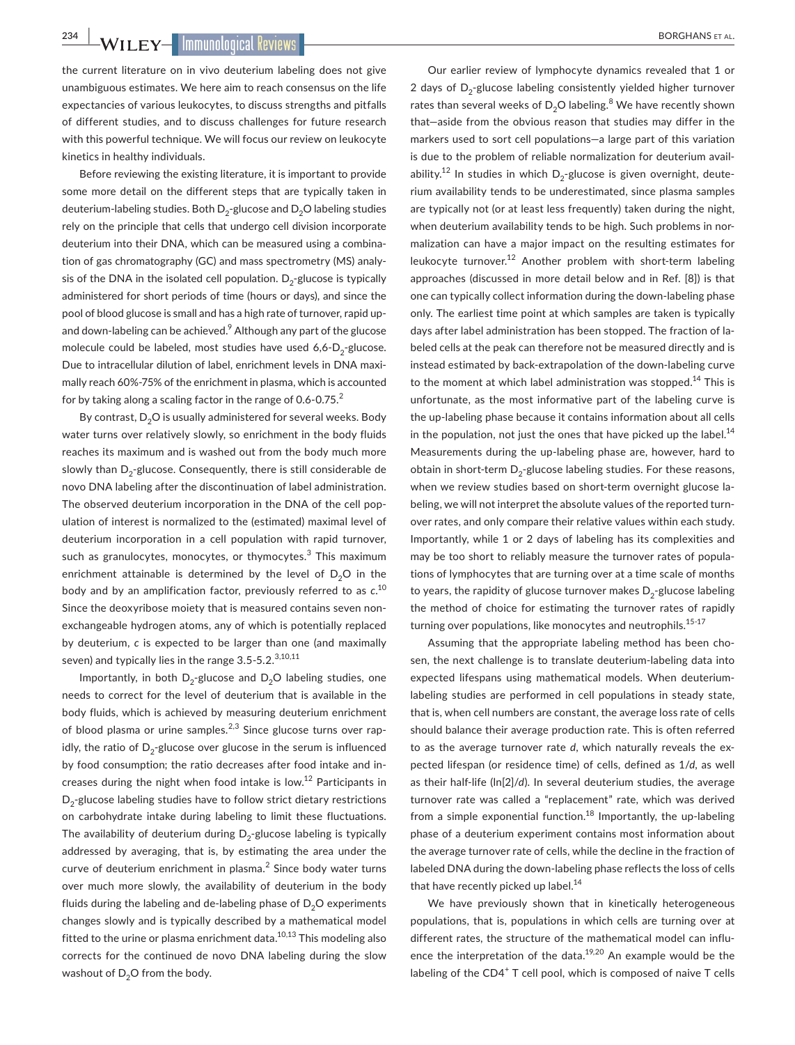the current literature on in vivo deuterium labeling does not give unambiguous estimates. We here aim to reach consensus on the life expectancies of various leukocytes, to discuss strengths and pitfalls of different studies, and to discuss challenges for future research with this powerful technique. We will focus our review on leukocyte kinetics in healthy individuals.

Before reviewing the existing literature, it is important to provide some more detail on the different steps that are typically taken in deuterium-labeling studies. Both $D_2$-glucose and $D_2O$ labeling studies rely on the principle that cells that undergo cell division incorporate deuterium into their DNA, which can be measured using a combination of gas chromatography (GC) and mass spectrometry (MS) analysis of the DNA in the isolated cell population. $D_2$-glucose is typically administered for short periods of time (hours or days), and since the pool of blood glucose is small and has a high rate of turnover, rapid up- and down-labeling can be achieved.[9] Although any part of the glucose molecule could be labeled, most studies have used 6,6-$D_2$-glucose. Due to intracellular dilution of label, enrichment levels in DNA maximally reach 60%-75% of the enrichment in plasma, which is accounted for by taking along a scaling factor in the range of 0.6-0.75.[2]

By contrast, $D_2O$ is usually administered for several weeks. Body water turns over relatively slowly, so enrichment in the body fluids reaches its maximum and is washed out from the body much more slowly than $D_2$-glucose. Consequently, there is still considerable de novo DNA labeling after the discontinuation of label administration. The observed deuterium incorporation in the DNA of the cell population of interest is normalized to the (estimated) maximal level of deuterium incorporation in a cell population with rapid turnover, such as granulocytes, monocytes, or thymocytes.[3] This maximum enrichment attainable is determined by the level of $D_2O$ in the body and by an amplification factor, previously referred to as $c$.[10] Since the deoxyribose moiety that is measured contains seven nonexchangeable hydrogen atoms, any of which is potentially replaced by deuterium, $c$ is expected to be larger than one (and maximally seven) and typically lies in the range 3.5-5.2.[3,10,11]

Importantly, in both $D_2$-glucose and $D_2O$ labeling studies, one needs to correct for the level of deuterium that is available in the body fluids, which is achieved by measuring deuterium enrichment of blood plasma or urine samples.[2,3] Since glucose turns over rapidly, the ratio of $D_2$-glucose over glucose in the serum is influenced by food consumption; the ratio decreases after food intake and increases during the night when food intake is low.[12] Participants in $D_2$-glucose labeling studies have to follow strict dietary restrictions on carbohydrate intake during labeling to limit these fluctuations. The availability of deuterium during $D_2$-glucose labeling is typically addressed by averaging, that is, by estimating the area under the curve of deuterium enrichment in plasma.[2] Since body water turns over much more slowly, the availability of deuterium in the body fluids during the labeling and de-labeling phase of $D_2O$ experiments changes slowly and is typically described by a mathematical model fitted to the urine or plasma enrichment data.[10,13] This modeling also corrects for the continued de novo DNA labeling during the slow washout of $D_2O$ from the body.

Our earlier review of lymphocyte dynamics revealed that 1 or 2 days of $D_2$-glucose labeling consistently yielded higher turnover rates than several weeks of $D_2O$ labeling.[8] We have recently shown that—aside from the obvious reason that studies may differ in the markers used to sort cell populations—a large part of this variation is due to the problem of reliable normalization for deuterium availability.[12] In studies in which $D_2$-glucose is given overnight, deuterium availability tends to be underestimated, since plasma samples are typically not (or at least less frequently) taken during the night, when deuterium availability tends to be high. Such problems in normalization can have a major impact on the resulting estimates for leukocyte turnover.[12] Another problem with short-term labeling approaches (discussed in more detail below and in Ref. [8]) is that one can typically collect information during the down-labeling phase only. The earliest time point at which samples are taken is typically days after label administration has been stopped. The fraction of labeled cells at the peak can therefore not be measured directly and is instead estimated by back-extrapolation of the down-labeling curve to the moment at which label administration was stopped.[14] This is unfortunate, as the most informative part of the labeling curve is the up-labeling phase because it contains information about all cells in the population, not just the ones that have picked up the label.[14] Measurements during the up-labeling phase are, however, hard to obtain in short-term $D_2$-glucose labeling studies. For these reasons, when we review studies based on short-term overnight glucose labeling, we will not interpret the absolute values of the reported turnover rates, and only compare their relative values within each study. Importantly, while 1 or 2 days of labeling has its complexities and may be too short to reliably measure the turnover rates of populations of lymphocytes that are turning over at a time scale of months to years, the rapidity of glucose turnover makes $D_2$-glucose labeling the method of choice for estimating the turnover rates of rapidly turning over populations, like monocytes and neutrophils.[15-17]

Assuming that the appropriate labeling method has been chosen, the next challenge is to translate deuterium-labeling data into expected lifespans using mathematical models. When deuterium-labeling studies are performed in cell populations in steady state, that is, when cell numbers are constant, the average loss rate of cells should balance their average production rate. This is often referred to as the average turnover rate $d$, which naturally reveals the expected lifespan (or residence time) of cells, defined as $1/d$, as well as their half-life ($\ln[2]/d$). In several deuterium studies, the average turnover rate was called a "replacement" rate, which was derived from a simple exponential function.[18] Importantly, the up-labeling phase of a deuterium experiment contains most information about the average turnover rate of cells, while the decline in the fraction of labeled DNA during the down-labeling phase reflects the loss of cells that have recently picked up label.[14]

We have previously shown that in kinetically heterogeneous populations, that is, populations in which cells are turning over at different rates, the structure of the mathematical model can influence the interpretation of the data.[19,20] An example would be the labeling of the $CD4^+$ T cell pool, which is composed of naive T cells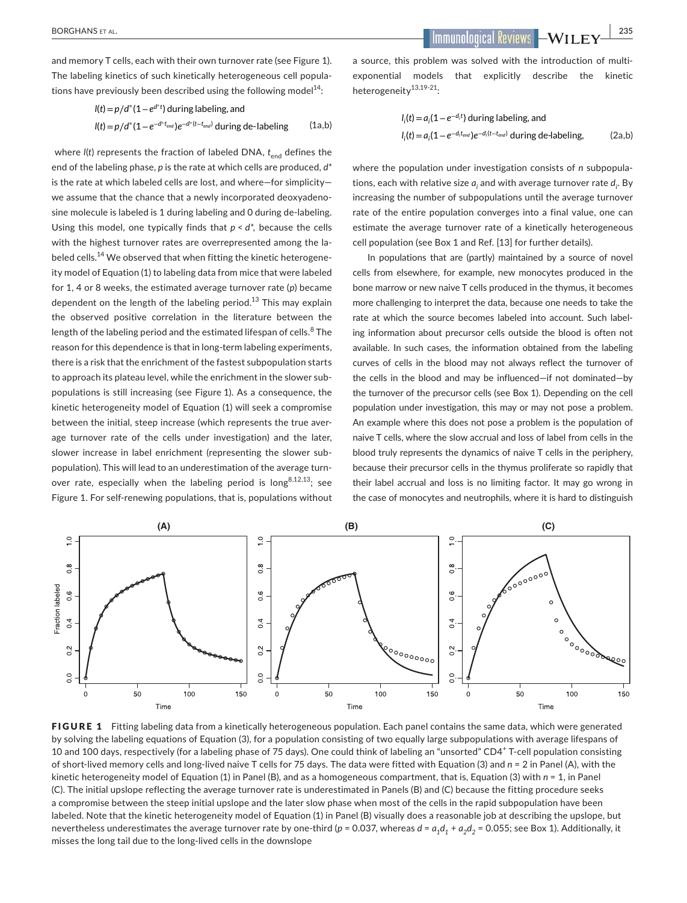and memory T cells, each with their own turnover rate (see Figure 1). The labeling kinetics of such kinetically heterogeneous cell populations have previously been described using the following model[14]:

$$l(t) = p/d^*(1 - e^{d^* t}) \text{ during labeling, and}$$
$$l(t) = p/d^*(1 - e^{-d^* t_{end}})e^{-d^*(t - t_{end})} \text{ during de-labeling} \quad \text{(1a,b)}$$

where $l(t)$ represents the fraction of labeled DNA, $t_{end}$ defines the end of the labeling phase, $p$ is the rate at which cells are produced, $d^*$ is the rate at which labeled cells are lost, and where—for simplicity—we assume that the chance that a newly incorporated deoxyadenosine molecule is labeled is 1 during labeling and 0 during de-labeling. Using this model, one typically finds that $p < d^*$, because the cells with the highest turnover rates are overrepresented among the labeled cells.[14] We observed that when fitting the kinetic heterogeneity model of Equation (1) to labeling data from mice that were labeled for 1, 4 or 8 weeks, the estimated average turnover rate ($p$) became dependent on the length of the labeling period.[13] This may explain the observed positive correlation in the literature between the length of the labeling period and the estimated lifespan of cells.[8] The reason for this dependence is that in long-term labeling experiments, there is a risk that the enrichment of the fastest subpopulation starts to approach its plateau level, while the enrichment in the slower subpopulations is still increasing (see Figure 1). As a consequence, the kinetic heterogeneity model of Equation (1) will seek a compromise between the initial, steep increase (which represents the true average turnover rate of the cells under investigation) and the later, slower increase in label enrichment (representing the slower subpopulation). This will lead to an underestimation of the average turnover rate, especially when the labeling period is long[8,12,13]; see Figure 1. For self-renewing populations, that is, populations without a source, this problem was solved with the introduction of multi-exponential models that explicitly describe the kinetic heterogeneity[13,19-21]:

$$l_i(t) = a_i(1 - e^{-d_i t}) \text{ during labeling, and}$$
$$l_i(t) = a_i(1 - e^{-d_i t_{end}})e^{-d_i(t - t_{end})} \text{ during de-labeling,} \quad \text{(2a,b)}$$

where the population under investigation consists of $n$ subpopulations, each with relative size $a_i$ and with average turnover rate $d_i$. By increasing the number of subpopulations until the average turnover rate of the entire population converges into a final value, one can estimate the average turnover rate of a kinetically heterogeneous cell population (see Box 1 and Ref. [13] for further details).

In populations that are (partly) maintained by a source of novel cells from elsewhere, for example, new monocytes produced in the bone marrow or new naive T cells produced in the thymus, it becomes more challenging to interpret the data, because one needs to take the rate at which the source becomes labeled into account. Such labeling information about precursor cells outside the blood is often not available. In such cases, the information obtained from the labeling curves of cells in the blood may not always reflect the turnover of the cells in the blood and may be influenced—if not dominated—by the turnover of the precursor cells (see Box 1). Depending on the cell population under investigation, this may or may not pose a problem. An example where this does not pose a problem is the population of naive T cells, where the slow accrual and loss of label from cells in the blood truly represents the dynamics of naive T cells in the periphery, because their precursor cells in the thymus proliferate so rapidly that their label accrual and loss is no limiting factor. It may go wrong in the case of monocytes and neutrophils, where it is hard to distinguish

**FIGURE 1** Fitting labeling data from a kinetically heterogeneous population. Each panel contains the same data, which were generated by solving the labeling equations of Equation (3), for a population consisting of two equally large subpopulations with average lifespans of 10 and 100 days, respectively (for a labeling phase of 75 days). One could think of labeling an "unsorted" CD4[+] T-cell population consisting of short-lived memory cells and long-lived naive T cells for 75 days. The data were fitted with Equation (3) and $n = 2$ in Panel (A), with the kinetic heterogeneity model of Equation (1) in Panel (B), and as a homogeneous compartment, that is, Equation (3) with $n = 1$, in Panel (C). The initial upslope reflecting the average turnover rate is underestimated in Panels (B) and (C) because the fitting procedure seeks a compromise between the steep initial upslope and the later slow phase when most of the cells in the rapid subpopulation have been labeled. Note that the kinetic heterogeneity model of Equation (1) in Panel (B) visually does a reasonable job at describing the upslope, but nevertheless underestimates the average turnover rate by one-third ($p = 0.037$, whereas $d = a_1 d_1 + a_2 d_2 = 0.055$; see Box 1). Additionally, it misses the long tail due to the long-lived cells in the downslope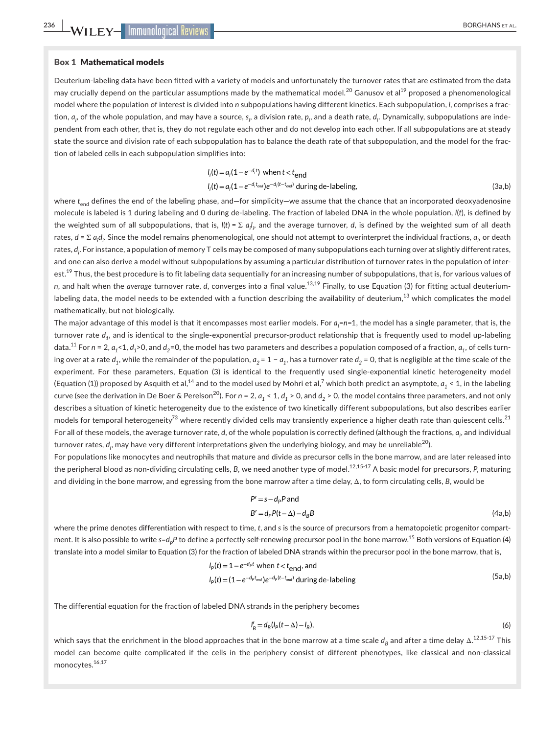### Box 1 **Mathematical models**

Deuterium-labeling data have been fitted with a variety of models and unfortunately the turnover rates that are estimated from the data may crucially depend on the particular assumptions made by the mathematical model.[20] Ganusov et al[19] proposed a phenomenological model where the population of interest is divided into $n$ subpopulations having different kinetics. Each subpopulation, $i$, comprises a fraction, $a_i$, of the whole population, and may have a source, $s_i$, a division rate, $p_i$, and a death rate, $d_i$. Dynamically, subpopulations are independent from each other, that is, they do not regulate each other and do not develop into each other. If all subpopulations are at steady state the source and division rate of each subpopulation has to balance the death rate of that subpopulation, and the model for the fraction of labeled cells in each subpopulation simplifies into:

$$l_i(t) = a_i(1 - e^{-d_i t}) \text{ when } t < t_{\text{end}}$$
$$l_i(t) = a_i(1 - e^{-d_i t_{\text{end}}})e^{-d_i(t - t_{\text{end}})} \text{ during de-labeling,} \quad (3\text{a,b})$$

where $t_{\text{end}}$ defines the end of the labeling phase, and—for simplicity—we assume that the chance that an incorporated deoxyadenosine molecule is labeled is 1 during labeling and 0 during de-labeling. The fraction of labeled DNA in the whole population, $l(t)$, is defined by the weighted sum of all subpopulations, that is, $l(t) = \Sigma\, a_i l_i$, and the average turnover, $d$, is defined by the weighted sum of all death rates, $d = \Sigma\, a_i d_i$. Since the model remains phenomenological, one should not attempt to overinterpret the individual fractions, $a_i$, or death rates, $d_i$. For instance, a population of memory T cells may be composed of many subpopulations each turning over at slightly different rates, and one can also derive a model without subpopulations by assuming a particular distribution of turnover rates in the population of interest.[19] Thus, the best procedure is to fit labeling data sequentially for an increasing number of subpopulations, that is, for various values of $n$, and halt when the *average* turnover rate, $d$, converges into a final value.[13,19] Finally, to use Equation (3) for fitting actual deuterium-labeling data, the model needs to be extended with a function describing the availability of deuterium,[13] which complicates the model mathematically, but not biologically.

The major advantage of this model is that it encompasses most earlier models. For $a_i$=$n$=1, the model has a single parameter, that is, the turnover rate $d_1$, and is identical to the single-exponential precursor-product relationship that is frequently used to model up-labeling data.[11] For $n$ = 2, $a_1$<1, $d_1$>0, and $d_2$=0, the model has two parameters and describes a population composed of a fraction, $a_1$, of cells turning over at a rate $d_1$, while the remainder of the population, $a_2 = 1 - a_1$, has a turnover rate $d_2 = 0$, that is negligible at the time scale of the experiment. For these parameters, Equation (3) is identical to the frequently used single-exponential kinetic heterogeneity model (Equation (1)) proposed by Asquith et al,[14] and to the model used by Mohri et al,[7] which both predict an asymptote, $a_1 < 1$, in the labeling curve (see the derivation in De Boer & Perelson[20]). For $n = 2$, $a_1 < 1$, $d_1 > 0$, and $d_2 > 0$, the model contains three parameters, and not only describes a situation of kinetic heterogeneity due to the existence of two kinetically different subpopulations, but also describes earlier models for temporal heterogeneity[73] where recently divided cells may transiently experience a higher death rate than quiescent cells.[21] For all of these models, the average turnover rate, $d$, of the whole population is correctly defined (although the fractions, $a_i$, and individual turnover rates, $d_i$, may have very different interpretations given the underlying biology, and may be unreliable[20]).

For populations like monocytes and neutrophils that mature and divide as precursor cells in the bone marrow, and are later released into the peripheral blood as non-dividing circulating cells, $B$, we need another type of model.[12,15-17] A basic model for precursors, $P$, maturing and dividing in the bone marrow, and egressing from the bone marrow after a time delay, $\Delta$, to form circulating cells, $B$, would be

$$P' = s - d_P P \text{ and}$$
$$B' = d_P P(t - \Delta) - d_B B \quad (4\text{a,b})$$

where the prime denotes differentiation with respect to time, $t$, and $s$ is the source of precursors from a hematopoietic progenitor compartment. It is also possible to write $s$=$d_P P$ to define a perfectly self-renewing precursor pool in the bone marrow.[15] Both versions of Equation (4) translate into a model similar to Equation (3) for the fraction of labeled DNA strands within the precursor pool in the bone marrow, that is,

$$l_P(t) = 1 - e^{-d_P t} \text{ when } t < t_{\text{end}}\text{, and}$$
$$l_P(t) = (1 - e^{-d_P t_{\text{end}}})e^{-d_P(t - t_{\text{end}})} \text{ during de-labeling} \quad (5\text{a,b})$$

The differential equation for the fraction of labeled DNA strands in the periphery becomes

$$l_B' = d_B(l_P(t - \Delta) - l_B), \quad (6)$$

which says that the enrichment in the blood approaches that in the bone marrow at a time scale $d_B$ and after a time delay $\Delta$.[12,15-17] This model can become quite complicated if the cells in the periphery consist of different phenotypes, like classical and non-classical monocytes.[16,17]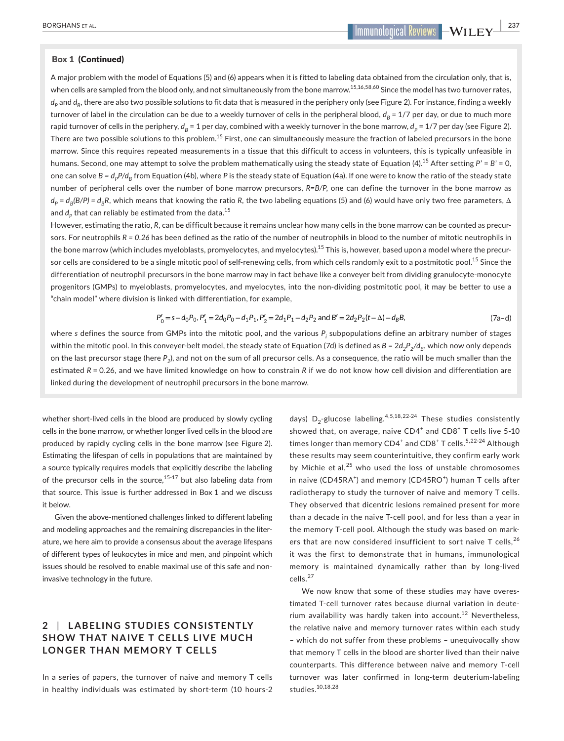**Box 1 (Continued)**

A major problem with the model of Equations (5) and (6) appears when it is fitted to labeling data obtained from the circulation only, that is, when cells are sampled from the blood only, and not simultaneously from the bone marrow.[15,16,58,60] Since the model has two turnover rates, $d_P$ and $d_B$, there are also two possible solutions to fit data that is measured in the periphery only (see Figure 2). For instance, finding a weekly turnover of label in the circulation can be due to a weekly turnover of cells in the peripheral blood, $d_B = 1/7$ per day, or due to much more rapid turnover of cells in the periphery, $d_B = 1$ per day, combined with a weekly turnover in the bone marrow, $d_P = 1/7$ per day (see Figure 2). There are two possible solutions to this problem.[15] First, one can simultaneously measure the fraction of labeled precursors in the bone marrow. Since this requires repeated measurements in a tissue that this difficult to access in volunteers, this is typically unfeasible in humans. Second, one may attempt to solve the problem mathematically using the steady state of Equation (4).[15] After setting $P' = B' = 0$, one can solve $B = d_P P/d_B$ from Equation (4b), where $P$ is the steady state of Equation (4a). If one were to know the ratio of the steady state number of peripheral cells over the number of bone marrow precursors, $R=B/P$, one can define the turnover in the bone marrow as $d_P = d_B(B/P) = d_B R$, which means that knowing the ratio $R$, the two labeling equations (5) and (6) would have only two free parameters, $\Delta$ and $d_P$ that can reliably be estimated from the data.[15]

However, estimating the ratio, $R$, can be difficult because it remains unclear how many cells in the bone marrow can be counted as precursors. For neutrophils $R = 0.26$ has been defined as the ratio of the number of neutrophils in blood to the number of mitotic neutrophils in the bone marrow (which includes myeloblasts, promyelocytes, and myelocytes).[15] This is, however, based upon a model where the precursor cells are considered to be a single mitotic pool of self-renewing cells, from which cells randomly exit to a postmitotic pool.[15] Since the differentiation of neutrophil precursors in the bone marrow may in fact behave like a conveyer belt from dividing granulocyte-monocyte progenitors (GMPs) to myeloblasts, promyelocytes, and myelocytes, into the non-dividing postmitotic pool, it may be better to use a "chain model" where division is linked with differentiation, for example,

$$P_0' = s - d_0 P_0,\ P_1' = 2d_0 P_0 - d_1 P_1,\ P_2' = 2d_1 P_1 - d_2 P_2 \text{ and } B' = 2d_2 P_2(t-\Delta) - d_B B, \tag{7a–d}$$

where $s$ defines the source from GMPs into the mitotic pool, and the various $P_i$ subpopulations define an arbitrary number of stages within the mitotic pool. In this conveyer-belt model, the steady state of Equation (7d) is defined as $B = 2d_2 P_2/d_B$, which now only depends on the last precursor stage (here $P_2$), and not on the sum of all precursor cells. As a consequence, the ratio will be much smaller than the estimated $R = 0.26$, and we have limited knowledge on how to constrain $R$ if we do not know how cell division and differentiation are linked during the development of neutrophil precursors in the bone marrow.

whether short-lived cells in the blood are produced by slowly cycling cells in the bone marrow, or whether longer lived cells in the blood are produced by rapidly cycling cells in the bone marrow (see Figure 2). Estimating the lifespan of cells in populations that are maintained by a source typically requires models that explicitly describe the labeling of the precursor cells in the source,[15-17] but also labeling data from that source. This issue is further addressed in Box 1 and we discuss it below.

Given the above-mentioned challenges linked to different labeling and modeling approaches and the remaining discrepancies in the literature, we here aim to provide a consensus about the average lifespans of different types of leukocytes in mice and men, and pinpoint which issues should be resolved to enable maximal use of this safe and non-invasive technology in the future.

## 2 | LABELING STUDIES CONSISTENTLY SHOW THAT NAIVE T CELLS LIVE MUCH LONGER THAN MEMORY T CELLS

In a series of papers, the turnover of naive and memory T cells in healthy individuals was estimated by short-term (10 hours-2 days) $D_2$-glucose labeling.[4,5,18,22-24] These studies consistently showed that, on average, naive $CD4^+$ and $CD8^+$ T cells live 5-10 times longer than memory $CD4^+$ and $CD8^+$ T cells.[5,22-24] Although these results may seem counterintuitive, they confirm early work by Michie et al,[25] who used the loss of unstable chromosomes in naive ($CD45RA^+$) and memory ($CD45RO^+$) human T cells after radiotherapy to study the turnover of naive and memory T cells. They observed that dicentric lesions remained present for more than a decade in the naive T-cell pool, and for less than a year in the memory T-cell pool. Although the study was based on markers that are now considered insufficient to sort naive T cells,[26] it was the first to demonstrate that in humans, immunological memory is maintained dynamically rather than by long-lived cells.[27]

We now know that some of these studies may have overestimated T-cell turnover rates because diurnal variation in deuterium availability was hardly taken into account.[12] Nevertheless, the relative naive and memory turnover rates within each study – which do not suffer from these problems – unequivocally show that memory T cells in the blood are shorter lived than their naive counterparts. This difference between naive and memory T-cell turnover was later confirmed in long-term deuterium-labeling studies.[10,18,28]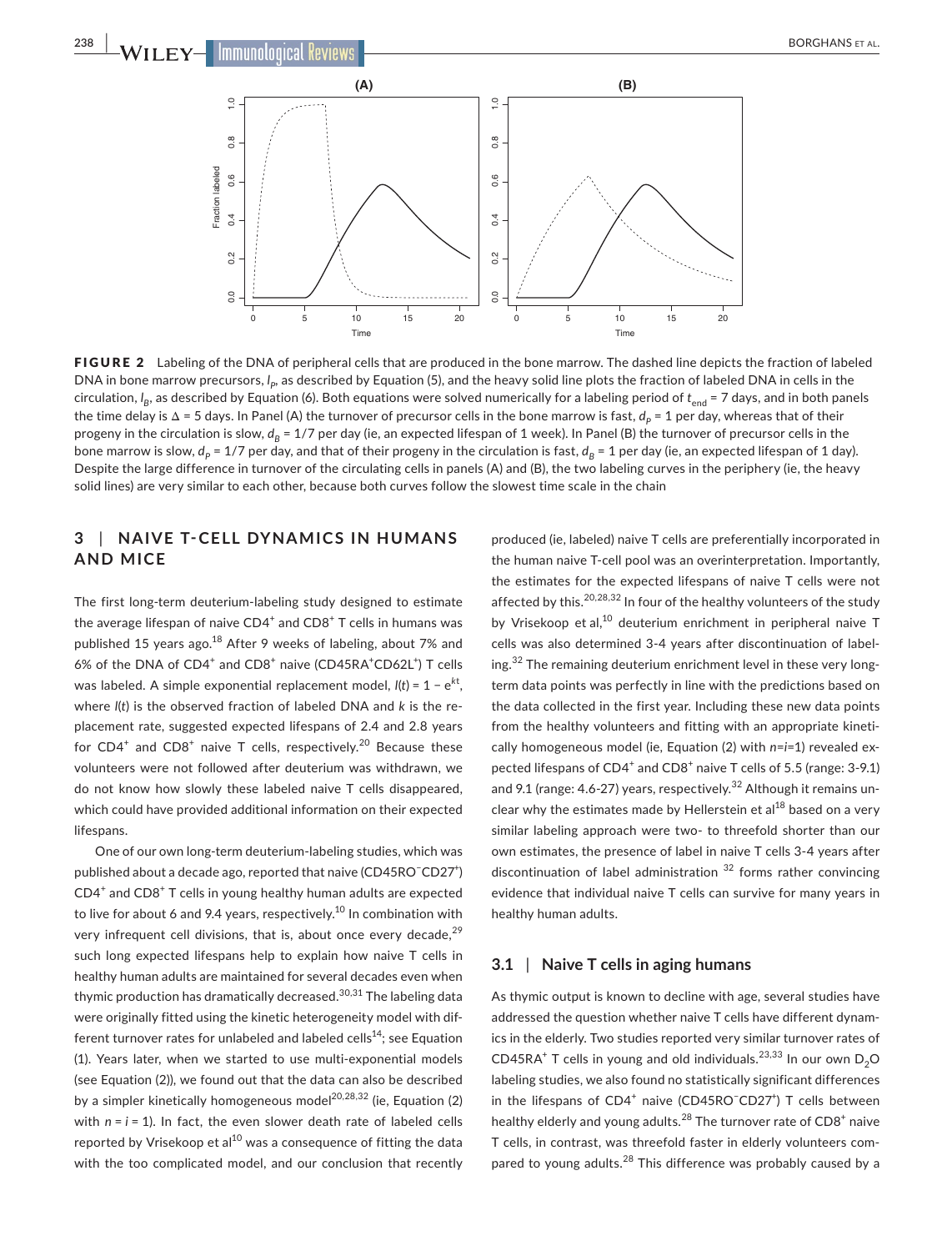**FIGURE 2** Labeling of the DNA of peripheral cells that are produced in the bone marrow. The dashed line depicts the fraction of labeled DNA in bone marrow precursors, $l_P$, as described by Equation (5), and the heavy solid line plots the fraction of labeled DNA in cells in the circulation, $l_B$, as described by Equation (6). Both equations were solved numerically for a labeling period of $t_{end}$ = 7 days, and in both panels the time delay is Δ = 5 days. In Panel (A) the turnover of precursor cells in the bone marrow is fast, $d_P$ = 1 per day, whereas that of their progeny in the circulation is slow, $d_B$ = 1/7 per day (ie, an expected lifespan of 1 week). In Panel (B) the turnover of precursor cells in the bone marrow is slow, $d_P$ = 1/7 per day, and that of their progeny in the circulation is fast, $d_B$ = 1 per day (ie, an expected lifespan of 1 day). Despite the large difference in turnover of the circulating cells in panels (A) and (B), the two labeling curves in the periphery (ie, the heavy solid lines) are very similar to each other, because both curves follow the slowest time scale in the chain

## 3 | NAIVE T-CELL DYNAMICS IN HUMANS AND MICE

The first long-term deuterium-labeling study designed to estimate the average lifespan of naive $CD4^+$ and $CD8^+$ T cells in humans was published 15 years ago.[18] After 9 weeks of labeling, about 7% and 6% of the DNA of $CD4^+$ and $CD8^+$ naive ($CD45RA^+CD62L^+$) T cells was labeled. A simple exponential replacement model, $l(t) = 1 - e^{kt}$, where $l(t)$ is the observed fraction of labeled DNA and $k$ is the replacement rate, suggested expected lifespans of 2.4 and 2.8 years for $CD4^+$ and $CD8^+$ naive T cells, respectively.[20] Because these volunteers were not followed after deuterium was withdrawn, we do not know how slowly these labeled naive T cells disappeared, which could have provided additional information on their expected lifespans.

One of our own long-term deuterium-labeling studies, which was published about a decade ago, reported that naive ($CD45RO^-CD27^+$) $CD4^+$ and $CD8^+$ T cells in young healthy human adults are expected to live for about 6 and 9.4 years, respectively.[10] In combination with very infrequent cell divisions, that is, about once every decade,[29] such long expected lifespans help to explain how naive T cells in healthy human adults are maintained for several decades even when thymic production has dramatically decreased.[30,31] The labeling data were originally fitted using the kinetic heterogeneity model with different turnover rates for unlabeled and labeled cells[14]; see Equation (1). Years later, when we started to use multi-exponential models (see Equation (2)), we found out that the data can also be described by a simpler kinetically homogeneous model[20,28,32] (ie, Equation (2) with $n = i = 1$). In fact, the even slower death rate of labeled cells reported by Vrisekoop et al[10] was a consequence of fitting the data with the too complicated model, and our conclusion that recently produced (ie, labeled) naive T cells are preferentially incorporated in the human naive T-cell pool was an overinterpretation. Importantly, the estimates for the expected lifespans of naive T cells were not affected by this.[20,28,32] In four of the healthy volunteers of the study by Vrisekoop et al,[10] deuterium enrichment in peripheral naive T cells was also determined 3-4 years after discontinuation of labeling.[32] The remaining deuterium enrichment level in these very long-term data points was perfectly in line with the predictions based on the data collected in the first year. Including these new data points from the healthy volunteers and fitting with an appropriate kinetically homogeneous model (ie, Equation (2) with $n=i=1$) revealed expected lifespans of $CD4^+$ and $CD8^+$ naive T cells of 5.5 (range: 3-9.1) and 9.1 (range: 4.6-27) years, respectively.[32] Although it remains unclear why the estimates made by Hellerstein et al[18] based on a very similar labeling approach were two- to threefold shorter than our own estimates, the presence of label in naive T cells 3-4 years after discontinuation of label administration [32] forms rather convincing evidence that individual naive T cells can survive for many years in healthy human adults.

### 3.1 | Naive T cells in aging humans

As thymic output is known to decline with age, several studies have addressed the question whether naive T cells have different dynamics in the elderly. Two studies reported very similar turnover rates of $CD45RA^+$ T cells in young and old individuals.[23,33] In our own $D_2O$ labeling studies, we also found no statistically significant differences in the lifespans of $CD4^+$ naive ($CD45RO^-CD27^+$) T cells between healthy elderly and young adults.[28] The turnover rate of $CD8^+$ naive T cells, in contrast, was threefold faster in elderly volunteers compared to young adults.[28] This difference was probably caused by a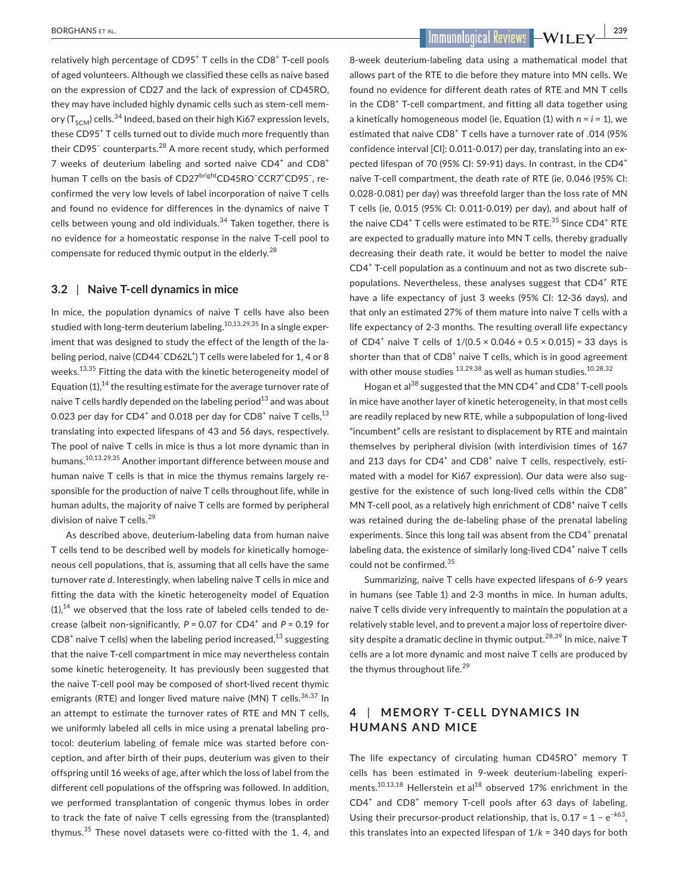relatively high percentage of $CD95^+$ T cells in the $CD8^+$ T-cell pools of aged volunteers. Although we classified these cells as naive based on the expression of CD27 and the lack of expression of CD45RO, they may have included highly dynamic cells such as stem-cell memory ($T_{SCM}$) cells.[34] Indeed, based on their high Ki67 expression levels, these $CD95^+$ T cells turned out to divide much more frequently than their $CD95^-$ counterparts.[28] A more recent study, which performed 7 weeks of deuterium labeling and sorted naive $CD4^+$ and $CD8^+$ human T cells on the basis of $CD27^{bright}CD45RO^-CCR7^+CD95^-$, reconfirmed the very low levels of label incorporation of naive T cells and found no evidence for differences in the dynamics of naive T cells between young and old individuals.[34] Taken together, there is no evidence for a homeostatic response in the naive T-cell pool to compensate for reduced thymic output in the elderly.[28]

### 3.2 | Naive T-cell dynamics in mice

In mice, the population dynamics of naive T cells have also been studied with long-term deuterium labeling.[10,13,29,35] In a single experiment that was designed to study the effect of the length of the labeling period, naive ($CD44^-CD62L^+$) T cells were labeled for 1, 4 or 8 weeks.[13,35] Fitting the data with the kinetic heterogeneity model of Equation (1),[14] the resulting estimate for the average turnover rate of naive T cells hardly depended on the labeling period[13] and was about 0.023 per day for $CD4^+$ and 0.018 per day for $CD8^+$ naive T cells,[13] translating into expected lifespans of 43 and 56 days, respectively. The pool of naive T cells in mice is thus a lot more dynamic than in humans.[10,13,29,35] Another important difference between mouse and human naive T cells is that in mice the thymus remains largely responsible for the production of naive T cells throughout life, while in human adults, the majority of naive T cells are formed by peripheral division of naive T cells.[29]

As described above, deuterium-labeling data from human naive T cells tend to be described well by models for kinetically homogeneous cell populations, that is, assuming that all cells have the same turnover rate $d$. Interestingly, when labeling naive T cells in mice and fitting the data with the kinetic heterogeneity model of Equation (1),[14] we observed that the loss rate of labeled cells tended to decrease (albeit non-significantly, $P = 0.07$ for $CD4^+$ and $P = 0.19$ for $CD8^+$ naive T cells) when the labeling period increased,[13] suggesting that the naive T-cell compartment in mice may nevertheless contain some kinetic heterogeneity. It has previously been suggested that the naive T-cell pool may be composed of short-lived recent thymic emigrants (RTE) and longer lived mature naive (MN) T cells.[36,37] In an attempt to estimate the turnover rates of RTE and MN T cells, we uniformly labeled all cells in mice using a prenatal labeling protocol: deuterium labeling of female mice was started before conception, and after birth of their pups, deuterium was given to their offspring until 16 weeks of age, after which the loss of label from the different cell populations of the offspring was followed. In addition, we performed transplantation of congenic thymus lobes in order to track the fate of naive T cells egressing from the (transplanted) thymus.[35] These novel datasets were co-fitted with the 1, 4, and 8-week deuterium-labeling data using a mathematical model that allows part of the RTE to die before they mature into MN cells. We found no evidence for different death rates of RTE and MN T cells in the $CD8^+$ T-cell compartment, and fitting all data together using a kinetically homogeneous model (ie, Equation (1) with $n = i = 1$), we estimated that naive $CD8^+$ T cells have a turnover rate of .014 (95% confidence interval [CI]: 0.011-0.017) per day, translating into an expected lifespan of 70 (95% CI: 59-91) days. In contrast, in the $CD4^+$ naive T-cell compartment, the death rate of RTE (ie, 0.046 (95% CI: 0.028-0.081) per day) was threefold larger than the loss rate of MN T cells (ie, 0.015 (95% CI: 0.011-0.019) per day), and about half of the naive $CD4^+$ T cells were estimated to be RTE.[35] Since $CD4^+$ RTE are expected to gradually mature into MN T cells, thereby gradually decreasing their death rate, it would be better to model the naive $CD4^+$ T-cell population as a continuum and not as two discrete subpopulations. Nevertheless, these analyses suggest that $CD4^+$ RTE have a life expectancy of just 3 weeks (95% CI: 12-36 days), and that only an estimated 27% of them mature into naive T cells with a life expectancy of 2-3 months. The resulting overall life expectancy of $CD4^+$ naive T cells of $1/(0.5 \times 0.046 + 0.5 \times 0.015) = 33$ days is shorter than that of $CD8^+$ naive T cells, which is in good agreement with other mouse studies [13,29,38] as well as human studies.[10,28,32]

Hogan et al[38] suggested that the MN $CD4^+$ and $CD8^+$ T-cell pools in mice have another layer of kinetic heterogeneity, in that most cells are readily replaced by new RTE, while a subpopulation of long-lived "incumbent" cells are resistant to displacement by RTE and maintain themselves by peripheral division (with interdivision times of 167 and 213 days for $CD4^+$ and $CD8^+$ naive T cells, respectively, estimated with a model for Ki67 expression). Our data were also suggestive for the existence of such long-lived cells within the $CD8^+$ MN T-cell pool, as a relatively high enrichment of $CD8^+$ naive T cells was retained during the de-labeling phase of the prenatal labeling experiments. Since this long tail was absent from the $CD4^+$ prenatal labeling data, the existence of similarly long-lived $CD4^+$ naive T cells could not be confirmed.[35]

Summarizing, naive T cells have expected lifespans of 6-9 years in humans (see Table 1) and 2-3 months in mice. In human adults, naive T cells divide very infrequently to maintain the population at a relatively stable level, and to prevent a major loss of repertoire diversity despite a dramatic decline in thymic output.[28,39] In mice, naive T cells are a lot more dynamic and most naive T cells are produced by the thymus throughout life.[29]

## 4 | MEMORY T-CELL DYNAMICS IN HUMANS AND MICE

The life expectancy of circulating human $CD45RO^+$ memory T cells has been estimated in 9-week deuterium-labeling experiments.[10,13,18] Hellerstein et al[18] observed 17% enrichment in the $CD4^+$ and $CD8^+$ memory T-cell pools after 63 days of labeling. Using their precursor-product relationship, that is, $0.17 = 1 - e^{-k63}$, this translates into an expected lifespan of $1/k = 340$ days for both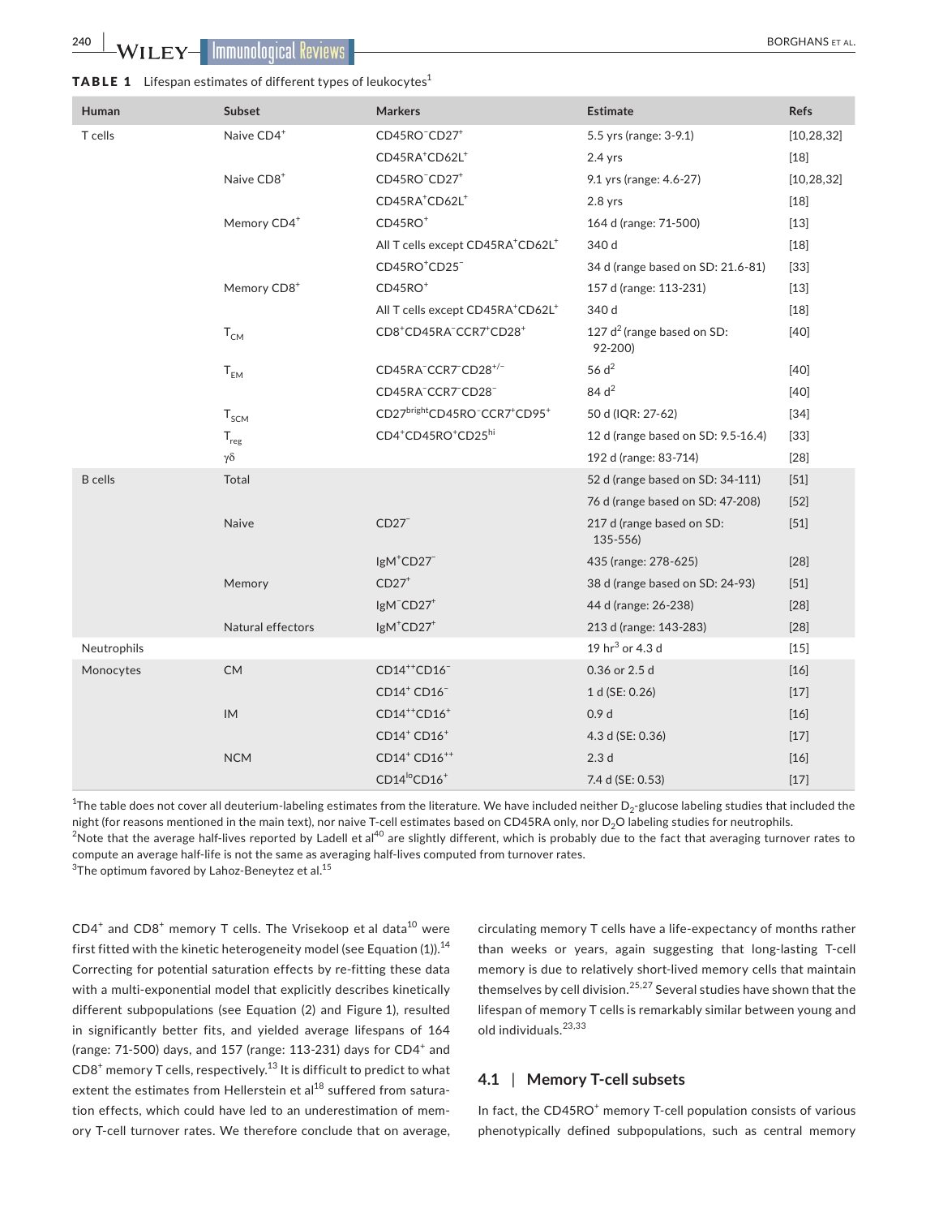**TABLE 1** Lifespan estimates of different types of leukocytes[1]

| Human | Subset | Markers | Estimate | Refs |
|---|---|---|---|---|
| T cells | Naive $CD4^+$ | $CD45RO^-CD27^+$ | 5.5 yrs (range: 3-9.1) | [10,28,32] |
| | | $CD45RA^+CD62L^+$ | 2.4 yrs | [18] |
| | Naive $CD8^+$ | $CD45RO^-CD27^+$ | 9.1 yrs (range: 4.6-27) | [10,28,32] |
| | | $CD45RA^+CD62L^+$ | 2.8 yrs | [18] |
| | Memory $CD4^+$ | $CD45RO^+$ | 164 d (range: 71-500) | [13] |
| | | All T cells except $CD45RA^+CD62L^+$ | 340 d | [18] |
| | | $CD45RO^+CD25^-$ | 34 d (range based on SD: 21.6-81) | [33] |
| | Memory $CD8^+$ | $CD45RO^+$ | 157 d (range: 113-231) | [13] |
| | | All T cells except $CD45RA^+CD62L^+$ | 340 d | [18] |
| | $T_{CM}$ | $CD8^+CD45RA^-CCR7^+CD28^+$ | 127 d[2] (range based on SD: 92-200) | [40] |
| | $T_{EM}$ | $CD45RA^-CCR7^-CD28^{+/-}$ | 56 d[2] | [40] |
| | | $CD45RA^-CCR7^-CD28^-$ | 84 d[2] | [40] |
| | $T_{SCM}$ | $CD27^{bright}CD45RO^-CCR7^+CD95^+$ | 50 d (IQR: 27-62) | [34] |
| | $T_{reg}$ | $CD4^+CD45RO^+CD25^{hi}$ | 12 d (range based on SD: 9.5-16.4) | [33] |
| | γδ | | 192 d (range: 83-714) | [28] |
| B cells | Total | | 52 d (range based on SD: 34-111) | [51] |
| | | | 76 d (range based on SD: 47-208) | [52] |
| | Naive | $CD27^-$ | 217 d (range based on SD: 135-556) | [51] |
| | | $IgM^+CD27^-$ | 435 (range: 278-625) | [28] |
| | Memory | $CD27^+$ | 38 d (range based on SD: 24-93) | [51] |
| | | $IgM^-CD27^+$ | 44 d (range: 26-238) | [28] |
| | Natural effectors | $IgM^+CD27^+$ | 213 d (range: 143-283) | [28] |
| Neutrophils | | | 19 hr[3] or 4.3 d | [15] |
| Monocytes | CM | $CD14^{++}CD16^-$ | 0.36 or 2.5 d | [16] |
| | | $CD14^+ CD16^-$ | 1 d (SE: 0.26) | [17] |
| | IM | $CD14^{++}CD16^+$ | 0.9 d | [16] |
| | | $CD14^+ CD16^+$ | 4.3 d (SE: 0.36) | [17] |
| | NCM | $CD14^+ CD16^{++}$ | 2.3 d | [16] |
| | | $CD14^{lo}CD16^+$ | 7.4 d (SE: 0.53) | [17] |

[1]The table does not cover all deuterium-labeling estimates from the literature. We have included neither $D_2$-glucose labeling studies that included the night (for reasons mentioned in the main text), nor naive T-cell estimates based on CD45RA only, nor $D_2O$ labeling studies for neutrophils.
[2]Note that the average half-lives reported by Ladell et al[40] are slightly different, which is probably due to the fact that averaging turnover rates to compute an average half-life is not the same as averaging half-lives computed from turnover rates.
[3]The optimum favored by Lahoz-Beneytez et al.[15]

$CD4^+$ and $CD8^+$ memory T cells. The Vrisekoop et al data[10] were first fitted with the kinetic heterogeneity model (see Equation (1)).[14] Correcting for potential saturation effects by re-fitting these data with a multi-exponential model that explicitly describes kinetically different subpopulations (see Equation (2) and Figure 1), resulted in significantly better fits, and yielded average lifespans of 164 (range: 71-500) days, and 157 (range: 113-231) days for $CD4^+$ and $CD8^+$ memory T cells, respectively.[13] It is difficult to predict to what extent the estimates from Hellerstein et al[18] suffered from saturation effects, which could have led to an underestimation of memory T-cell turnover rates. We therefore conclude that on average, circulating memory T cells have a life-expectancy of months rather than weeks or years, again suggesting that long-lasting T-cell memory is due to relatively short-lived memory cells that maintain themselves by cell division.[25,27] Several studies have shown that the lifespan of memory T cells is remarkably similar between young and old individuals.[23,33]

### 4.1 | Memory T-cell subsets

In fact, the $CD45RO^+$ memory T-cell population consists of various phenotypically defined subpopulations, such as central memory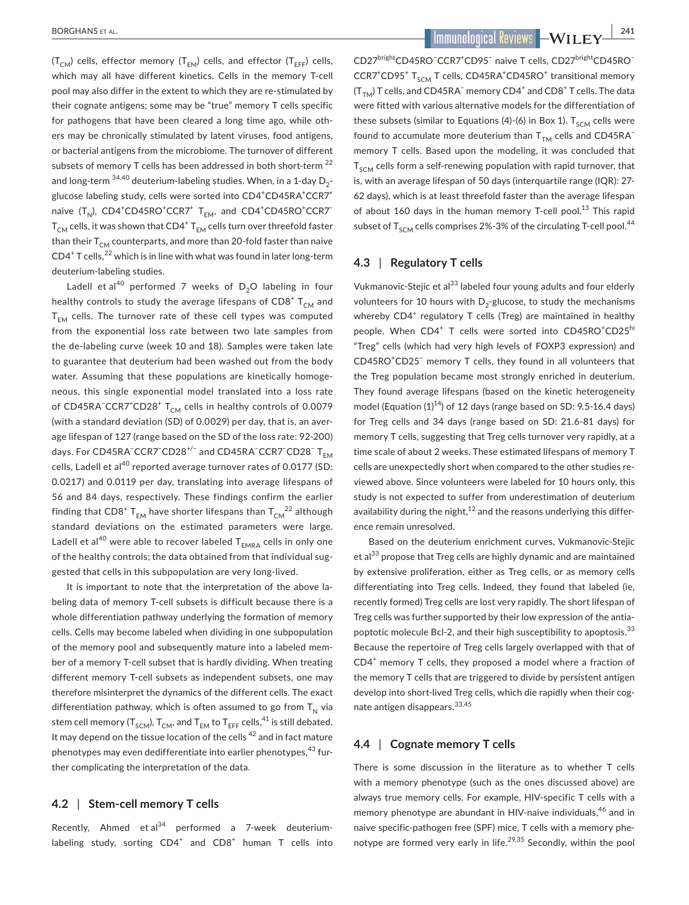($T_{CM}$) cells, effector memory ($T_{EM}$) cells, and effector ($T_{EFF}$) cells, which may all have different kinetics. Cells in the memory T-cell pool may also differ in the extent to which they are re-stimulated by their cognate antigens; some may be "true" memory T cells specific for pathogens that have been cleared a long time ago, while others may be chronically stimulated by latent viruses, food antigens, or bacterial antigens from the microbiome. The turnover of different subsets of memory T cells has been addressed in both short-term [22] and long-term [34,40] deuterium-labeling studies. When, in a 1-day $D_2$-glucose labeling study, cells were sorted into $CD4^+CD45RA^+CCR7^+$ naive ($T_N$), $CD4^+CD45RO^+CCR7^+$ $T_{EM}$, and $CD4^+CD45RO^+CCR7^-$ $T_{CM}$ cells, it was shown that $CD4^+$ $T_{EM}$ cells turn over threefold faster than their $T_{CM}$ counterparts, and more than 20-fold faster than naive $CD4^+$ T cells,[22] which is in line with what was found in later long-term deuterium-labeling studies.

Ladell et al[40] performed 7 weeks of $D_2O$ labeling in four healthy controls to study the average lifespans of $CD8^+$ $T_{CM}$ and $T_{EM}$ cells. The turnover rate of these cell types was computed from the exponential loss rate between two late samples from the de-labeling curve (week 10 and 18). Samples were taken late to guarantee that deuterium had been washed out from the body water. Assuming that these populations are kinetically homogeneous, this single exponential model translated into a loss rate of $CD45RA^-CCR7^+CD28^+$ $T_{CM}$ cells in healthy controls of 0.0079 (with a standard deviation (SD) of 0.0029) per day, that is, an average lifespan of 127 (range based on the SD of the loss rate: 92-200) days. For $CD45RA^-CCR7^-CD28^{+/-}$ and $CD45RA^-CCR7^-CD28^-$ $T_{EM}$ cells, Ladell et al[40] reported average turnover rates of 0.0177 (SD: 0.0217) and 0.0119 per day, translating into average lifespans of 56 and 84 days, respectively. These findings confirm the earlier finding that $CD8^+$ $T_{EM}$ have shorter lifespans than $T_{CM}$[22] although standard deviations on the estimated parameters were large. Ladell et al[40] were able to recover labeled $T_{EMRA}$ cells in only one of the healthy controls; the data obtained from that individual suggested that cells in this subpopulation are very long-lived.

It is important to note that the interpretation of the above labeling data of memory T-cell subsets is difficult because there is a whole differentiation pathway underlying the formation of memory cells. Cells may become labeled when dividing in one subpopulation of the memory pool and subsequently mature into a labeled member of a memory T-cell subset that is hardly dividing. When treating different memory T-cell subsets as independent subsets, one may therefore misinterpret the dynamics of the different cells. The exact differentiation pathway, which is often assumed to go from $T_N$ via stem cell memory ($T_{SCM}$), $T_{CM}$, and $T_{EM}$ to $T_{EFF}$ cells,[41] is still debated. It may depend on the tissue location of the cells [42] and in fact mature phenotypes may even dedifferentiate into earlier phenotypes,[43] further complicating the interpretation of the data.

### 4.2 | Stem-cell memory T cells

Recently, Ahmed et al[34] performed a 7-week deuterium-labeling study, sorting $CD4^+$ and $CD8^+$ human T cells into $CD27^{bright}CD45RO^-CCR7^+CD95^-$ naive T cells, $CD27^{bright}CD45RO^-CCR7^+CD95^+$ $T_{SCM}$ T cells, $CD45RA^+CD45RO^+$ transitional memory ($T_{TM}$) T cells, and $CD45RA^-$ memory $CD4^+$ and $CD8^+$ T cells. The data were fitted with various alternative models for the differentiation of these subsets (similar to Equations (4)-(6) in Box 1). $T_{SCM}$ cells were found to accumulate more deuterium than $T_{TM}$ cells and $CD45RA^-$ memory T cells. Based upon the modeling, it was concluded that $T_{SCM}$ cells form a self-renewing population with rapid turnover, that is, with an average lifespan of 50 days (interquartile range (IQR): 27-62 days), which is at least threefold faster than the average lifespan of about 160 days in the human memory T-cell pool.[13] This rapid subset of $T_{SCM}$ cells comprises 2%-3% of the circulating T-cell pool.[44]

### 4.3 | Regulatory T cells

Vukmanovic-Stejic et al[33] labeled four young adults and four elderly volunteers for 10 hours with $D_2$-glucose, to study the mechanisms whereby $CD4^+$ regulatory T cells (Treg) are maintained in healthy people. When $CD4^+$ T cells were sorted into $CD45RO^+CD25^{hi}$ "Treg" cells (which had very high levels of FOXP3 expression) and $CD45RO^+CD25^-$ memory T cells, they found in all volunteers that the Treg population became most strongly enriched in deuterium. They found average lifespans (based on the kinetic heterogeneity model (Equation (1)[14]) of 12 days (range based on SD: 9.5-16.4 days) for Treg cells and 34 days (range based on SD: 21.6-81 days) for memory T cells, suggesting that Treg cells turnover very rapidly, at a time scale of about 2 weeks. These estimated lifespans of memory T cells are unexpectedly short when compared to the other studies reviewed above. Since volunteers were labeled for 10 hours only, this study is not expected to suffer from underestimation of deuterium availability during the night,[12] and the reasons underlying this difference remain unresolved.

Based on the deuterium enrichment curves, Vukmanovic-Stejic et al[33] propose that Treg cells are highly dynamic and are maintained by extensive proliferation, either as Treg cells, or as memory cells differentiating into Treg cells. Indeed, they found that labeled (ie, recently formed) Treg cells are lost very rapidly. The short lifespan of Treg cells was further supported by their low expression of the antiapoptotic molecule Bcl-2, and their high susceptibility to apoptosis.[33] Because the repertoire of Treg cells largely overlapped with that of $CD4^+$ memory T cells, they proposed a model where a fraction of the memory T cells that are triggered to divide by persistent antigen develop into short-lived Treg cells, which die rapidly when their cognate antigen disappears.[33,45]

### 4.4 | Cognate memory T cells

There is some discussion in the literature as to whether T cells with a memory phenotype (such as the ones discussed above) are always true memory cells. For example, HIV-specific T cells with a memory phenotype are abundant in HIV-naive individuals,[46] and in naive specific-pathogen free (SPF) mice, T cells with a memory phenotype are formed very early in life.[29,35] Secondly, within the pool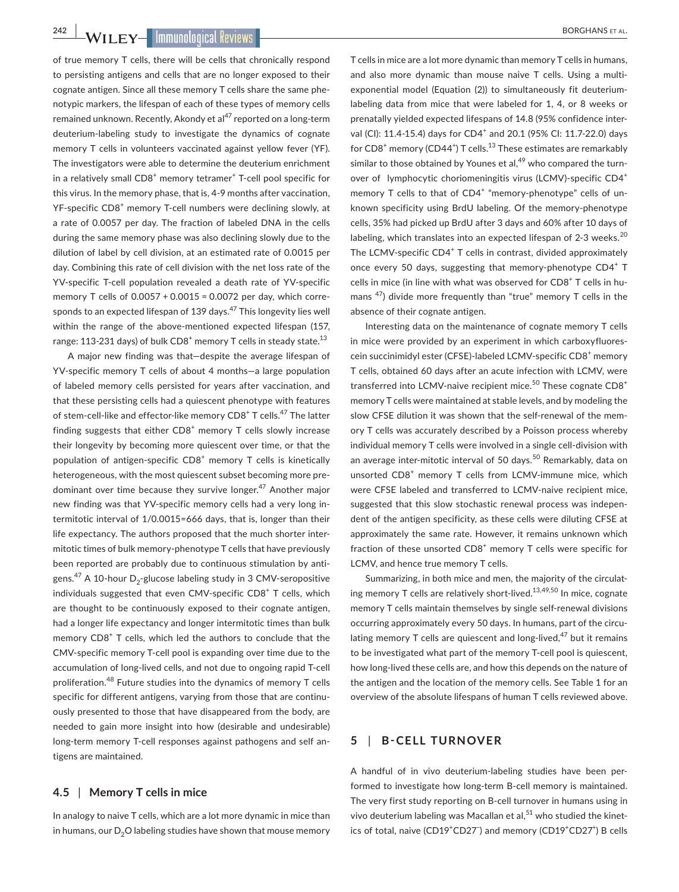of true memory T cells, there will be cells that chronically respond to persisting antigens and cells that are no longer exposed to their cognate antigen. Since all these memory T cells share the same phenotypic markers, the lifespan of each of these types of memory cells remained unknown. Recently, Akondy et al[47] reported on a long-term deuterium-labeling study to investigate the dynamics of cognate memory T cells in volunteers vaccinated against yellow fever (YF). The investigators were able to determine the deuterium enrichment in a relatively small CD8$^+$ memory tetramer$^+$ T-cell pool specific for this virus. In the memory phase, that is, 4-9 months after vaccination, YF-specific CD8$^+$ memory T-cell numbers were declining slowly, at a rate of 0.0057 per day. The fraction of labeled DNA in the cells during the same memory phase was also declining slowly due to the dilution of label by cell division, at an estimated rate of 0.0015 per day. Combining this rate of cell division with the net loss rate of the YV-specific T-cell population revealed a death rate of YV-specific memory T cells of 0.0057 + 0.0015 = 0.0072 per day, which corresponds to an expected lifespan of 139 days.[47] This longevity lies well within the range of the above-mentioned expected lifespan (157, range: 113-231 days) of bulk CD8$^+$ memory T cells in steady state.[13]

A major new finding was that—despite the average lifespan of YV-specific memory T cells of about 4 months—a large population of labeled memory cells persisted for years after vaccination, and that these persisting cells had a quiescent phenotype with features of stem-cell-like and effector-like memory CD8$^+$ T cells.[47] The latter finding suggests that either CD8$^+$ memory T cells slowly increase their longevity by becoming more quiescent over time, or that the population of antigen-specific CD8$^+$ memory T cells is kinetically heterogeneous, with the most quiescent subset becoming more predominant over time because they survive longer.[47] Another major new finding was that YV-specific memory cells had a very long intermitotic interval of 1/0.0015=666 days, that is, longer than their life expectancy. The authors proposed that the much shorter intermitotic times of bulk memory-phenotype T cells that have previously been reported are probably due to continuous stimulation by antigens.[47] A 10-hour $D_2$-glucose labeling study in 3 CMV-seropositive individuals suggested that even CMV-specific CD8$^+$ T cells, which are thought to be continuously exposed to their cognate antigen, had a longer life expectancy and longer intermitotic times than bulk memory CD8$^+$ T cells, which led the authors to conclude that the CMV-specific memory T-cell pool is expanding over time due to the accumulation of long-lived cells, and not due to ongoing rapid T-cell proliferation.[48] Future studies into the dynamics of memory T cells specific for different antigens, varying from those that are continuously presented to those that have disappeared from the body, are needed to gain more insight into how (desirable and undesirable) long-term memory T-cell responses against pathogens and self antigens are maintained.

### 4.5 | Memory T cells in mice

In analogy to naive T cells, which are a lot more dynamic in mice than in humans, our $D_2O$ labeling studies have shown that mouse memory T cells in mice are a lot more dynamic than memory T cells in humans, and also more dynamic than mouse naive T cells. Using a multi-exponential model (Equation (2)) to simultaneously fit deuterium-labeling data from mice that were labeled for 1, 4, or 8 weeks or prenatally yielded expected lifespans of 14.8 (95% confidence interval (CI): 11.4-15.4) days for CD4$^+$ and 20.1 (95% CI: 11.7-22.0) days for CD8$^+$ memory (CD44$^+$) T cells.[13] These estimates are remarkably similar to those obtained by Younes et al,[49] who compared the turnover of lymphocytic choriomeningitis virus (LCMV)-specific CD4$^+$ memory T cells to that of CD4$^+$ "memory-phenotype" cells of unknown specificity using BrdU labeling. Of the memory-phenotype cells, 35% had picked up BrdU after 3 days and 60% after 10 days of labeling, which translates into an expected lifespan of 2-3 weeks.[20] The LCMV-specific CD4$^+$ T cells in contrast, divided approximately once every 50 days, suggesting that memory-phenotype CD4$^+$ T cells in mice (in line with what was observed for CD8$^+$ T cells in humans [47]) divide more frequently than "true" memory T cells in the absence of their cognate antigen.

Interesting data on the maintenance of cognate memory T cells in mice were provided by an experiment in which carboxyfluorescein succinimidyl ester (CFSE)-labeled LCMV-specific CD8$^+$ memory T cells, obtained 60 days after an acute infection with LCMV, were transferred into LCMV-naive recipient mice.[50] These cognate CD8$^+$ memory T cells were maintained at stable levels, and by modeling the slow CFSE dilution it was shown that the self-renewal of the memory T cells was accurately described by a Poisson process whereby individual memory T cells were involved in a single cell-division with an average inter-mitotic interval of 50 days.[50] Remarkably, data on unsorted CD8$^+$ memory T cells from LCMV-immune mice, which were CFSE labeled and transferred to LCMV-naive recipient mice, suggested that this slow stochastic renewal process was independent of the antigen specificity, as these cells were diluting CFSE at approximately the same rate. However, it remains unknown which fraction of these unsorted CD8$^+$ memory T cells were specific for LCMV, and hence true memory T cells.

Summarizing, in both mice and men, the majority of the circulating memory T cells are relatively short-lived.[13,49,50] In mice, cognate memory T cells maintain themselves by single self-renewal divisions occurring approximately every 50 days. In humans, part of the circulating memory T cells are quiescent and long-lived,[47] but it remains to be investigated what part of the memory T-cell pool is quiescent, how long-lived these cells are, and how this depends on the nature of the antigen and the location of the memory cells. See Table 1 for an overview of the absolute lifespans of human T cells reviewed above.

## 5 | B-CELL TURNOVER

A handful of in vivo deuterium-labeling studies have been performed to investigate how long-term B-cell memory is maintained. The very first study reporting on B-cell turnover in humans using in vivo deuterium labeling was Macallan et al,[51] who studied the kinetics of total, naive (CD19$^+$CD27$^-$) and memory (CD19$^+$CD27$^+$) B cells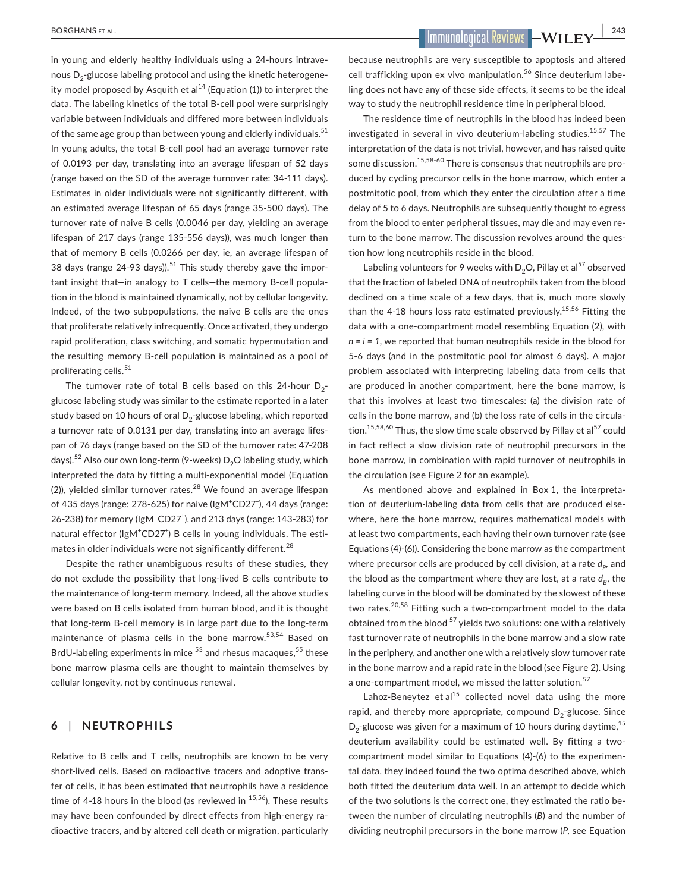in young and elderly healthy individuals using a 24-hours intravenous $D_2$-glucose labeling protocol and using the kinetic heterogeneity model proposed by Asquith et al[14] (Equation (1)) to interpret the data. The labeling kinetics of the total B-cell pool were surprisingly variable between individuals and differed more between individuals of the same age group than between young and elderly individuals.[51] In young adults, the total B-cell pool had an average turnover rate of 0.0193 per day, translating into an average lifespan of 52 days (range based on the SD of the average turnover rate: 34-111 days). Estimates in older individuals were not significantly different, with an estimated average lifespan of 65 days (range 35-500 days). The turnover rate of naive B cells (0.0046 per day, yielding an average lifespan of 217 days (range 135-556 days)), was much longer than that of memory B cells (0.0266 per day, ie, an average lifespan of 38 days (range 24-93 days)).[51] This study thereby gave the important insight that—in analogy to T cells—the memory B-cell population in the blood is maintained dynamically, not by cellular longevity. Indeed, of the two subpopulations, the naive B cells are the ones that proliferate relatively infrequently. Once activated, they undergo rapid proliferation, class switching, and somatic hypermutation and the resulting memory B-cell population is maintained as a pool of proliferating cells.[51]

The turnover rate of total B cells based on this 24-hour $D_2$-glucose labeling study was similar to the estimate reported in a later study based on 10 hours of oral $D_2$-glucose labeling, which reported a turnover rate of 0.0131 per day, translating into an average lifespan of 76 days (range based on the SD of the turnover rate: 47-208 days).[52] Also our own long-term (9-weeks) $D_2O$ labeling study, which interpreted the data by fitting a multi-exponential model (Equation (2)), yielded similar turnover rates.[28] We found an average lifespan of 435 days (range: 278-625) for naive ($IgM^+CD27^-$), 44 days (range: 26-238) for memory ($IgM^-CD27^+$), and 213 days (range: 143-283) for natural effector ($IgM^+CD27^+$) B cells in young individuals. The estimates in older individuals were not significantly different.[28]

Despite the rather unambiguous results of these studies, they do not exclude the possibility that long-lived B cells contribute to the maintenance of long-term memory. Indeed, all the above studies were based on B cells isolated from human blood, and it is thought that long-term B-cell memory is in large part due to the long-term maintenance of plasma cells in the bone marrow.[53,54] Based on BrdU-labeling experiments in mice [53] and rhesus macaques,[55] these bone marrow plasma cells are thought to maintain themselves by cellular longevity, not by continuous renewal.

## 6 | NEUTROPHILS

Relative to B cells and T cells, neutrophils are known to be very short-lived cells. Based on radioactive tracers and adoptive transfer of cells, it has been estimated that neutrophils have a residence time of 4-18 hours in the blood (as reviewed in [15,56]). These results may have been confounded by direct effects from high-energy radioactive tracers, and by altered cell death or migration, particularly because neutrophils are very susceptible to apoptosis and altered cell trafficking upon ex vivo manipulation.[56] Since deuterium labeling does not have any of these side effects, it seems to be the ideal way to study the neutrophil residence time in peripheral blood.

The residence time of neutrophils in the blood has indeed been investigated in several in vivo deuterium-labeling studies.[15,57] The interpretation of the data is not trivial, however, and has raised quite some discussion.[15,58-60] There is consensus that neutrophils are produced by cycling precursor cells in the bone marrow, which enter a postmitotic pool, from which they enter the circulation after a time delay of 5 to 6 days. Neutrophils are subsequently thought to egress from the blood to enter peripheral tissues, may die and may even return to the bone marrow. The discussion revolves around the question how long neutrophils reside in the blood.

Labeling volunteers for 9 weeks with $D_2O$, Pillay et al[57] observed that the fraction of labeled DNA of neutrophils taken from the blood declined on a time scale of a few days, that is, much more slowly than the 4-18 hours loss rate estimated previously.[15,56] Fitting the data with a one-compartment model resembling Equation (2), with $n = i = 1$, we reported that human neutrophils reside in the blood for 5-6 days (and in the postmitotic pool for almost 6 days). A major problem associated with interpreting labeling data from cells that are produced in another compartment, here the bone marrow, is that this involves at least two timescales: (a) the division rate of cells in the bone marrow, and (b) the loss rate of cells in the circulation.[15,58,60] Thus, the slow time scale observed by Pillay et al[57] could in fact reflect a slow division rate of neutrophil precursors in the bone marrow, in combination with rapid turnover of neutrophils in the circulation (see Figure 2 for an example).

As mentioned above and explained in Box 1, the interpretation of deuterium-labeling data from cells that are produced elsewhere, here the bone marrow, requires mathematical models with at least two compartments, each having their own turnover rate (see Equations (4)-(6)). Considering the bone marrow as the compartment where precursor cells are produced by cell division, at a rate $d_P$, and the blood as the compartment where they are lost, at a rate $d_B$, the labeling curve in the blood will be dominated by the slowest of these two rates.[20,58] Fitting such a two-compartment model to the data obtained from the blood [57] yields two solutions: one with a relatively fast turnover rate of neutrophils in the bone marrow and a slow rate in the periphery, and another one with a relatively slow turnover rate in the bone marrow and a rapid rate in the blood (see Figure 2). Using a one-compartment model, we missed the latter solution.[57]

Lahoz-Beneytez et al[15] collected novel data using the more rapid, and thereby more appropriate, compound $D_2$-glucose. Since $D_2$-glucose was given for a maximum of 10 hours during daytime,[15] deuterium availability could be estimated well. By fitting a two-compartment model similar to Equations (4)-(6) to the experimental data, they indeed found the two optima described above, which both fitted the deuterium data well. In an attempt to decide which of the two solutions is the correct one, they estimated the ratio between the number of circulating neutrophils ($B$) and the number of dividing neutrophil precursors in the bone marrow ($P$, see Equation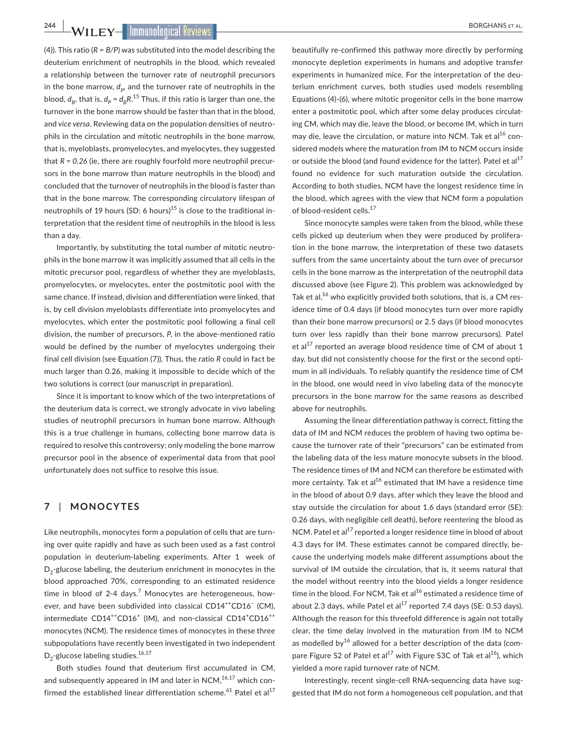(4)). This ratio ($R = B/P$) was substituted into the model describing the deuterium enrichment of neutrophils in the blood, which revealed a relationship between the turnover rate of neutrophil precursors in the bone marrow, $d_P$, and the turnover rate of neutrophils in the blood, $d_B$, that is, $d_P = d_B R$.[15] Thus, if this ratio is larger than one, the turnover in the bone marrow should be faster than that in the blood, and *vice versa*. Reviewing data on the population densities of neutrophils in the circulation and mitotic neutrophils in the bone marrow, that is, myeloblasts, promyelocytes, and myelocytes, they suggested that *R = 0.26* (ie, there are roughly fourfold more neutrophil precursors in the bone marrow than mature neutrophils in the blood) and concluded that the turnover of neutrophils in the blood is faster than that in the bone marrow. The corresponding circulatory lifespan of neutrophils of 19 hours (SD: 6 hours)[15] is close to the traditional interpretation that the resident time of neutrophils in the blood is less than a day.

Importantly, by substituting the total number of mitotic neutrophils in the bone marrow it was implicitly assumed that all cells in the mitotic precursor pool, regardless of whether they are myeloblasts, promyelocytes, or myelocytes, enter the postmitotic pool with the same chance. If instead, division and differentiation were linked, that is, by cell division myeloblasts differentiate into promyelocytes and myelocytes, which enter the postmitotic pool following a final cell division, the number of precursors, *P*, in the above-mentioned ratio would be defined by the number of myelocytes undergoing their final cell division (see Equation (7)). Thus, the ratio *R* could in fact be much larger than 0.26, making it impossible to decide which of the two solutions is correct (our manuscript in preparation).

Since it is important to know which of the two interpretations of the deuterium data is correct, we strongly advocate in vivo labeling studies of neutrophil precursors in human bone marrow. Although this is a true challenge in humans, collecting bone marrow data is required to resolve this controversy; only modeling the bone marrow precursor pool in the absence of experimental data from that pool unfortunately does not suffice to resolve this issue.

## 7 | MONOCYTES

Like neutrophils, monocytes form a population of cells that are turning over quite rapidly and have as such been used as a fast control population in deuterium-labeling experiments. After 1 week of $D_2$-glucose labeling, the deuterium enrichment in monocytes in the blood approached 70%, corresponding to an estimated residence time in blood of 2-4 days.[7] Monocytes are heterogeneous, however, and have been subdivided into classical $CD14^{++}CD16^{-}$ (CM), intermediate $CD14^{++}CD16^{+}$ (IM), and non-classical $CD14^{+}CD16^{++}$ monocytes (NCM). The residence times of monocytes in these three subpopulations have recently been investigated in two independent $D_2$-glucose labeling studies.[16,17]

Both studies found that deuterium first accumulated in CM, and subsequently appeared in IM and later in NCM,[16,17] which confirmed the established linear differentiation scheme.[61] Patel et al[17] beautifully re-confirmed this pathway more directly by performing monocyte depletion experiments in humans and adoptive transfer experiments in humanized mice. For the interpretation of the deuterium enrichment curves, both studies used models resembling Equations (4)-(6), where mitotic progenitor cells in the bone marrow enter a postmitotic pool, which after some delay produces circulating CM, which may die, leave the blood, or become IM, which in turn may die, leave the circulation, or mature into NCM. Tak et al[16] considered models where the maturation from IM to NCM occurs inside or outside the blood (and found evidence for the latter). Patel et al[17] found no evidence for such maturation outside the circulation. According to both studies, NCM have the longest residence time in the blood, which agrees with the view that NCM form a population of blood-resident cells.[17]

Since monocyte samples were taken from the blood, while these cells picked up deuterium when they were produced by proliferation in the bone marrow, the interpretation of these two datasets suffers from the same uncertainty about the turn over of precursor cells in the bone marrow as the interpretation of the neutrophil data discussed above (see Figure 2). This problem was acknowledged by Tak et al,[16] who explicitly provided both solutions, that is, a CM residence time of 0.4 days (if blood monocytes turn over more rapidly than their bone marrow precursors) or 2.5 days (if blood monocytes turn over less rapidly than their bone marrow precursors). Patel et al[17] reported an average blood residence time of CM of about 1 day, but did not consistently choose for the first or the second optimum in all individuals. To reliably quantify the residence time of CM in the blood, one would need in vivo labeling data of the monocyte precursors in the bone marrow for the same reasons as described above for neutrophils.

Assuming the linear differentiation pathway is correct, fitting the data of IM and NCM reduces the problem of having two optima because the turnover rate of their "precursors" can be estimated from the labeling data of the less mature monocyte subsets in the blood. The residence times of IM and NCM can therefore be estimated with more certainty. Tak et al[16] estimated that IM have a residence time in the blood of about 0.9 days, after which they leave the blood and stay outside the circulation for about 1.6 days (standard error (SE): 0.26 days, with negligible cell death), before reentering the blood as NCM. Patel et al[17] reported a longer residence time in blood of about 4.3 days for IM. These estimates cannot be compared directly, because the underlying models make different assumptions about the survival of IM outside the circulation, that is, it seems natural that the model without reentry into the blood yields a longer residence time in the blood. For NCM, Tak et al[16] estimated a residence time of about 2.3 days, while Patel et al[17] reported 7.4 days (SE: 0.53 days). Although the reason for this threefold difference is again not totally clear, the time delay involved in the maturation from IM to NCM as modelled by[16] allowed for a better description of the data (compare Figure S2 of Patel et al[17] with Figure S3C of Tak et al[16]), which yielded a more rapid turnover rate of NCM.

Interestingly, recent single-cell RNA-sequencing data have suggested that IM do not form a homogeneous cell population, and that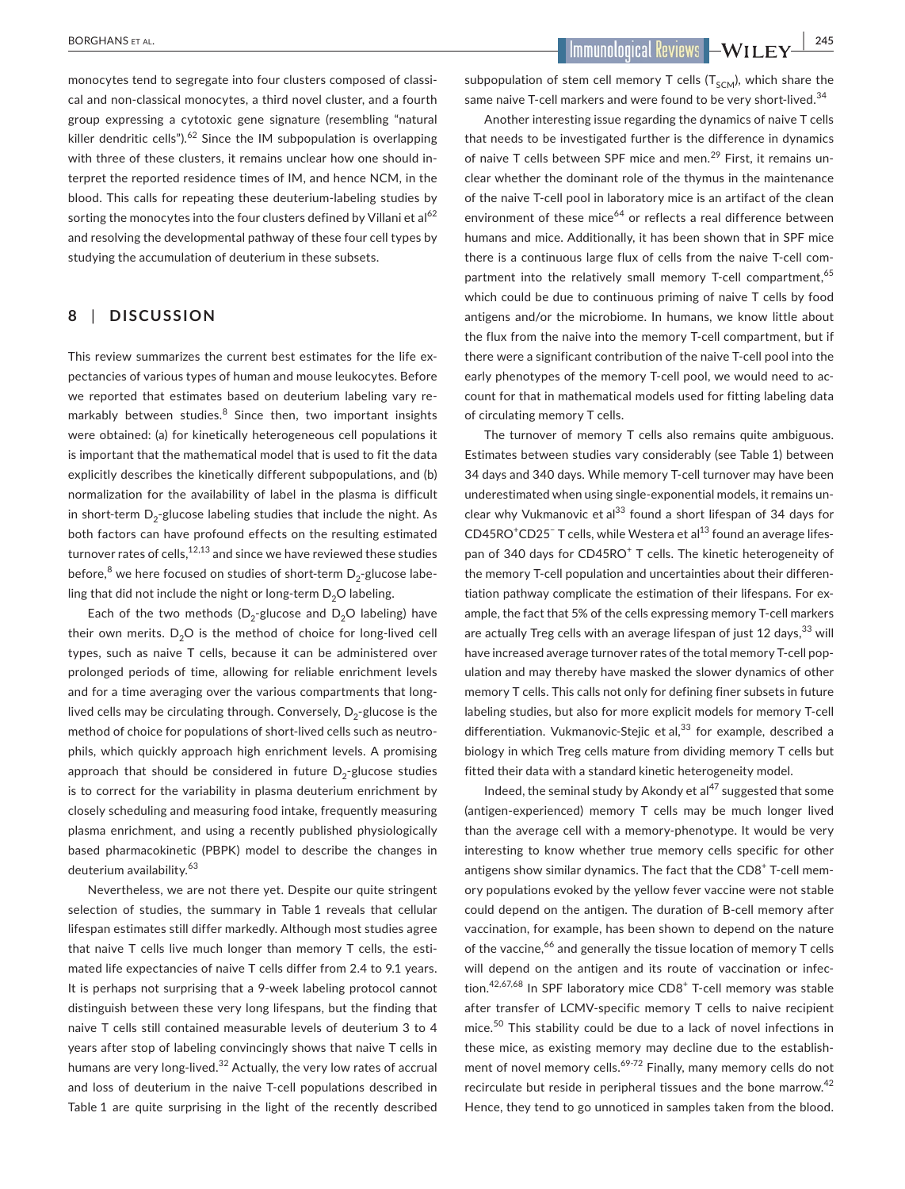monocytes tend to segregate into four clusters composed of classical and non-classical monocytes, a third novel cluster, and a fourth group expressing a cytotoxic gene signature (resembling "natural killer dendritic cells").[62] Since the IM subpopulation is overlapping with three of these clusters, it remains unclear how one should interpret the reported residence times of IM, and hence NCM, in the blood. This calls for repeating these deuterium-labeling studies by sorting the monocytes into the four clusters defined by Villani et al[62] and resolving the developmental pathway of these four cell types by studying the accumulation of deuterium in these subsets.

## 8 | DISCUSSION

This review summarizes the current best estimates for the life expectancies of various types of human and mouse leukocytes. Before we reported that estimates based on deuterium labeling vary remarkably between studies.[8] Since then, two important insights were obtained: (a) for kinetically heterogeneous cell populations it is important that the mathematical model that is used to fit the data explicitly describes the kinetically different subpopulations, and (b) normalization for the availability of label in the plasma is difficult in short-term $D_2$-glucose labeling studies that include the night. As both factors can have profound effects on the resulting estimated turnover rates of cells,[12,13] and since we have reviewed these studies before,[8] we here focused on studies of short-term $D_2$-glucose labeling that did not include the night or long-term $D_2O$ labeling.

Each of the two methods ($D_2$-glucose and $D_2O$ labeling) have their own merits. $D_2O$ is the method of choice for long-lived cell types, such as naive T cells, because it can be administered over prolonged periods of time, allowing for reliable enrichment levels and for a time averaging over the various compartments that long-lived cells may be circulating through. Conversely, $D_2$-glucose is the method of choice for populations of short-lived cells such as neutrophils, which quickly approach high enrichment levels. A promising approach that should be considered in future $D_2$-glucose studies is to correct for the variability in plasma deuterium enrichment by closely scheduling and measuring food intake, frequently measuring plasma enrichment, and using a recently published physiologically based pharmacokinetic (PBPK) model to describe the changes in deuterium availability.[63]

Nevertheless, we are not there yet. Despite our quite stringent selection of studies, the summary in Table 1 reveals that cellular lifespan estimates still differ markedly. Although most studies agree that naive T cells live much longer than memory T cells, the estimated life expectancies of naive T cells differ from 2.4 to 9.1 years. It is perhaps not surprising that a 9-week labeling protocol cannot distinguish between these very long lifespans, but the finding that naive T cells still contained measurable levels of deuterium 3 to 4 years after stop of labeling convincingly shows that naive T cells in humans are very long-lived.[32] Actually, the very low rates of accrual and loss of deuterium in the naive T-cell populations described in Table 1 are quite surprising in the light of the recently described subpopulation of stem cell memory T cells ($T_{SCM}$), which share the same naive T-cell markers and were found to be very short-lived.[34]

Another interesting issue regarding the dynamics of naive T cells that needs to be investigated further is the difference in dynamics of naive T cells between SPF mice and men.[29] First, it remains unclear whether the dominant role of the thymus in the maintenance of the naive T-cell pool in laboratory mice is an artifact of the clean environment of these mice[64] or reflects a real difference between humans and mice. Additionally, it has been shown that in SPF mice there is a continuous large flux of cells from the naive T-cell compartment into the relatively small memory T-cell compartment,[65] which could be due to continuous priming of naive T cells by food antigens and/or the microbiome. In humans, we know little about the flux from the naive into the memory T-cell compartment, but if there were a significant contribution of the naive T-cell pool into the early phenotypes of the memory T-cell pool, we would need to account for that in mathematical models used for fitting labeling data of circulating memory T cells.

The turnover of memory T cells also remains quite ambiguous. Estimates between studies vary considerably (see Table 1) between 34 days and 340 days. While memory T-cell turnover may have been underestimated when using single-exponential models, it remains unclear why Vukmanovic et al[33] found a short lifespan of 34 days for $CD45RO^+CD25^-$ T cells, while Westera et al[13] found an average lifespan of 340 days for $CD45RO^+$ T cells. The kinetic heterogeneity of the memory T-cell population and uncertainties about their differentiation pathway complicate the estimation of their lifespans. For example, the fact that 5% of the cells expressing memory T-cell markers are actually Treg cells with an average lifespan of just 12 days,[33] will have increased average turnover rates of the total memory T-cell population and may thereby have masked the slower dynamics of other memory T cells. This calls not only for defining finer subsets in future labeling studies, but also for more explicit models for memory T-cell differentiation. Vukmanovic-Stejic et al,[33] for example, described a biology in which Treg cells mature from dividing memory T cells but fitted their data with a standard kinetic heterogeneity model.

Indeed, the seminal study by Akondy et al[47] suggested that some (antigen-experienced) memory T cells may be much longer lived than the average cell with a memory-phenotype. It would be very interesting to know whether true memory cells specific for other antigens show similar dynamics. The fact that the $CD8^+$ T-cell memory populations evoked by the yellow fever vaccine were not stable could depend on the antigen. The duration of B-cell memory after vaccination, for example, has been shown to depend on the nature of the vaccine,[66] and generally the tissue location of memory T cells will depend on the antigen and its route of vaccination or infection.[42,67,68] In SPF laboratory mice $CD8^+$ T-cell memory was stable after transfer of LCMV-specific memory T cells to naive recipient mice.[50] This stability could be due to a lack of novel infections in these mice, as existing memory may decline due to the establishment of novel memory cells.[69-72] Finally, many memory cells do not recirculate but reside in peripheral tissues and the bone marrow.[42] Hence, they tend to go unnoticed in samples taken from the blood.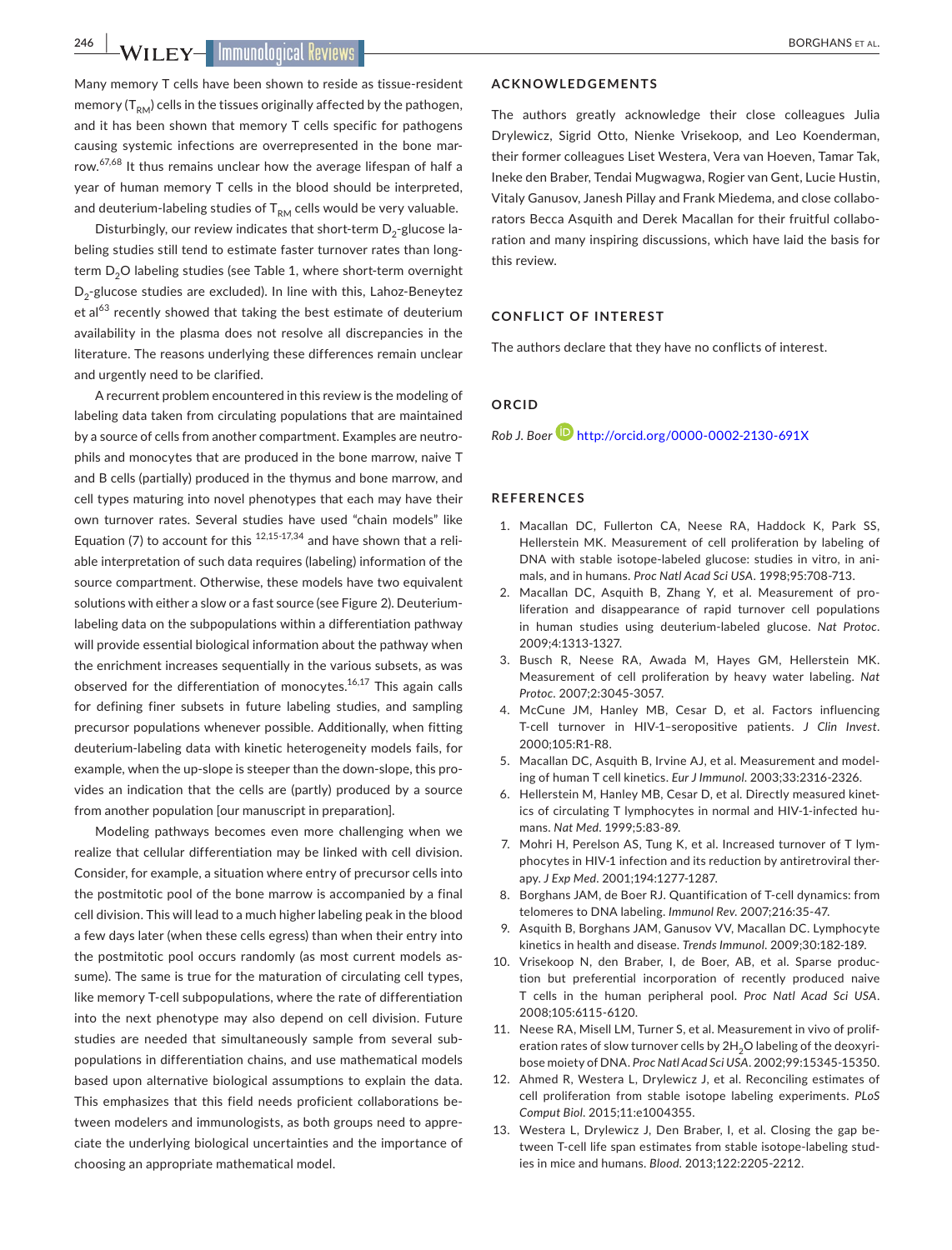Many memory T cells have been shown to reside as tissue-resident memory ($T_{RM}$) cells in the tissues originally affected by the pathogen, and it has been shown that memory T cells specific for pathogens causing systemic infections are overrepresented in the bone marrow.[67,68] It thus remains unclear how the average lifespan of half a year of human memory T cells in the blood should be interpreted, and deuterium-labeling studies of $T_{RM}$ cells would be very valuable.

Disturbingly, our review indicates that short-term $D_2$-glucose labeling studies still tend to estimate faster turnover rates than long-term $D_2O$ labeling studies (see Table 1, where short-term overnight $D_2$-glucose studies are excluded). In line with this, Lahoz-Beneytez et al[63] recently showed that taking the best estimate of deuterium availability in the plasma does not resolve all discrepancies in the literature. The reasons underlying these differences remain unclear and urgently need to be clarified.

A recurrent problem encountered in this review is the modeling of labeling data taken from circulating populations that are maintained by a source of cells from another compartment. Examples are neutrophils and monocytes that are produced in the bone marrow, naive T and B cells (partially) produced in the thymus and bone marrow, and cell types maturing into novel phenotypes that each may have their own turnover rates. Several studies have used "chain models" like Equation (7) to account for this [12,15-17,34] and have shown that a reliable interpretation of such data requires (labeling) information of the source compartment. Otherwise, these models have two equivalent solutions with either a slow or a fast source (see Figure 2). Deuterium-labeling data on the subpopulations within a differentiation pathway will provide essential biological information about the pathway when the enrichment increases sequentially in the various subsets, as was observed for the differentiation of monocytes.[16,17] This again calls for defining finer subsets in future labeling studies, and sampling precursor populations whenever possible. Additionally, when fitting deuterium-labeling data with kinetic heterogeneity models fails, for example, when the up-slope is steeper than the down-slope, this provides an indication that the cells are (partly) produced by a source from another population [our manuscript in preparation].

Modeling pathways becomes even more challenging when we realize that cellular differentiation may be linked with cell division. Consider, for example, a situation where entry of precursor cells into the postmitotic pool of the bone marrow is accompanied by a final cell division. This will lead to a much higher labeling peak in the blood a few days later (when these cells egress) than when their entry into the postmitotic pool occurs randomly (as most current models assume). The same is true for the maturation of circulating cell types, like memory T-cell subpopulations, where the rate of differentiation into the next phenotype may also depend on cell division. Future studies are needed that simultaneously sample from several subpopulations in differentiation chains, and use mathematical models based upon alternative biological assumptions to explain the data. This emphasizes that this field needs proficient collaborations between modelers and immunologists, as both groups need to appreciate the underlying biological uncertainties and the importance of choosing an appropriate mathematical model.

## ACKNOWLEDGEMENTS

The authors greatly acknowledge their close colleagues Julia Drylewicz, Sigrid Otto, Nienke Vrisekoop, and Leo Koenderman, their former colleagues Liset Westera, Vera van Hoeven, Tamar Tak, Ineke den Braber, Tendai Mugwagwa, Rogier van Gent, Lucie Hustin, Vitaly Ganusov, Janesh Pillay and Frank Miedema, and close collaborators Becca Asquith and Derek Macallan for their fruitful collaboration and many inspiring discussions, which have laid the basis for this review.

## CONFLICT OF INTEREST

The authors declare that they have no conflicts of interest.

## ORCID

*Rob J. Boer* http://orcid.org/0000-0002-2130-691X

## REFERENCES

1. Macallan DC, Fullerton CA, Neese RA, Haddock K, Park SS, Hellerstein MK. Measurement of cell proliferation by labeling of DNA with stable isotope-labeled glucose: studies in vitro, in animals, and in humans. *Proc Natl Acad Sci USA*. 1998;95:708-713.
2. Macallan DC, Asquith B, Zhang Y, et al. Measurement of proliferation and disappearance of rapid turnover cell populations in human studies using deuterium-labeled glucose. *Nat Protoc*. 2009;4:1313-1327.
3. Busch R, Neese RA, Awada M, Hayes GM, Hellerstein MK. Measurement of cell proliferation by heavy water labeling. *Nat Protoc*. 2007;2:3045-3057.
4. McCune JM, Hanley MB, Cesar D, et al. Factors influencing T-cell turnover in HIV-1–seropositive patients. *J Clin Invest*. 2000;105:R1-R8.
5. Macallan DC, Asquith B, Irvine AJ, et al. Measurement and modeling of human T cell kinetics. *Eur J Immunol*. 2003;33:2316-2326.
6. Hellerstein M, Hanley MB, Cesar D, et al. Directly measured kinetics of circulating T lymphocytes in normal and HIV-1-infected humans. *Nat Med*. 1999;5:83-89.
7. Mohri H, Perelson AS, Tung K, et al. Increased turnover of T lymphocytes in HIV-1 infection and its reduction by antiretroviral therapy. *J Exp Med*. 2001;194:1277-1287.
8. Borghans JAM, de Boer RJ. Quantification of T-cell dynamics: from telomeres to DNA labeling. *Immunol Rev*. 2007;216:35-47.
9. Asquith B, Borghans JAM, Ganusov VV, Macallan DC. Lymphocyte kinetics in health and disease. *Trends Immunol*. 2009;30:182-189.
10. Vrisekoop N, den Braber, I, de Boer, AB, et al. Sparse production but preferential incorporation of recently produced naive T cells in the human peripheral pool. *Proc Natl Acad Sci USA*. 2008;105:6115-6120.
11. Neese RA, Misell LM, Turner S, et al. Measurement in vivo of proliferation rates of slow turnover cells by $2H_2O$ labeling of the deoxyribose moiety of DNA. *Proc Natl Acad Sci USA*. 2002;99:15345-15350.
12. Ahmed R, Westera L, Drylewicz J, et al. Reconciling estimates of cell proliferation from stable isotope labeling experiments. *PLoS Comput Biol*. 2015;11:e1004355.
13. Westera L, Drylewicz J, Den Braber, I, et al. Closing the gap between T-cell life span estimates from stable isotope-labeling studies in mice and humans. *Blood*. 2013;122:2205-2212.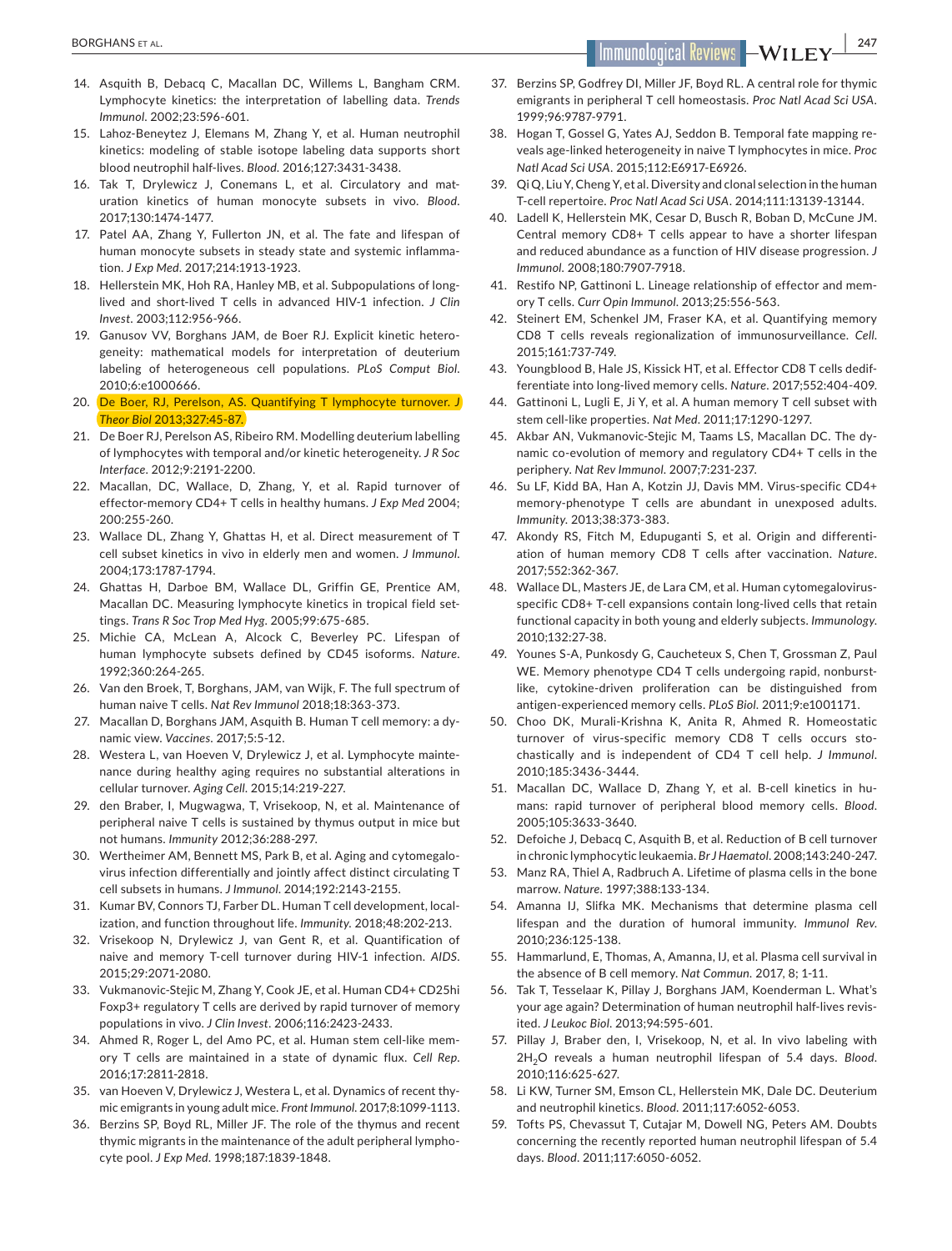14. Asquith B, Debacq C, Macallan DC, Willems L, Bangham CRM. Lymphocyte kinetics: the interpretation of labelling data. *Trends Immunol.* 2002;23:596-601.
15. Lahoz-Beneytez J, Elemans M, Zhang Y, et al. Human neutrophil kinetics: modeling of stable isotope labeling data supports short blood neutrophil half-lives. *Blood.* 2016;127:3431-3438.
16. Tak T, Drylewicz J, Conemans L, et al. Circulatory and maturation kinetics of human monocyte subsets in vivo. *Blood.* 2017;130:1474-1477.
17. Patel AA, Zhang Y, Fullerton JN, et al. The fate and lifespan of human monocyte subsets in steady state and systemic inflammation. *J Exp Med.* 2017;214:1913-1923.
18. Hellerstein MK, Hoh RA, Hanley MB, et al. Subpopulations of long-lived and short-lived T cells in advanced HIV-1 infection. *J Clin Invest.* 2003;112:956-966.
19. Ganusov VV, Borghans JAM, de Boer RJ. Explicit kinetic heterogeneity: mathematical models for interpretation of deuterium labeling of heterogeneous cell populations. *PLoS Comput Biol.* 2010;6:e1000666.
20. De Boer, RJ, Perelson, AS. Quantifying T lymphocyte turnover. *J Theor Biol* 2013;327:45-87.
21. De Boer RJ, Perelson AS, Ribeiro RM. Modelling deuterium labelling of lymphocytes with temporal and/or kinetic heterogeneity. *J R Soc Interface.* 2012;9:2191-2200.
22. Macallan, DC, Wallace, D, Zhang, Y, et al. Rapid turnover of effector-memory CD4+ T cells in healthy humans. *J Exp Med* 2004; 200:255-260.
23. Wallace DL, Zhang Y, Ghattas H, et al. Direct measurement of T cell subset kinetics in vivo in elderly men and women. *J Immunol.* 2004;173:1787-1794.
24. Ghattas H, Darboe BM, Wallace DL, Griffin GE, Prentice AM, Macallan DC. Measuring lymphocyte kinetics in tropical field settings. *Trans R Soc Trop Med Hyg.* 2005;99:675-685.
25. Michie CA, McLean A, Alcock C, Beverley PC. Lifespan of human lymphocyte subsets defined by CD45 isoforms. *Nature.* 1992;360:264-265.
26. Van den Broek, T, Borghans, JAM, van Wijk, F. The full spectrum of human naive T cells. *Nat Rev Immunol* 2018;18:363-373.
27. Macallan D, Borghans JAM, Asquith B. Human T cell memory: a dynamic view. *Vaccines.* 2017;5:5-12.
28. Westera L, van Hoeven V, Drylewicz J, et al. Lymphocyte maintenance during healthy aging requires no substantial alterations in cellular turnover. *Aging Cell.* 2015;14:219-227.
29. den Braber, I, Mugwagwa, T, Vrisekoop, N, et al. Maintenance of peripheral naive T cells is sustained by thymus output in mice but not humans. *Immunity* 2012;36:288-297.
30. Wertheimer AM, Bennett MS, Park B, et al. Aging and cytomegalovirus infection differentially and jointly affect distinct circulating T cell subsets in humans. *J Immunol.* 2014;192:2143-2155.
31. Kumar BV, Connors TJ, Farber DL. Human T cell development, localization, and function throughout life. *Immunity.* 2018;48:202-213.
32. Vrisekoop N, Drylewicz J, van Gent R, et al. Quantification of naive and memory T-cell turnover during HIV-1 infection. *AIDS.* 2015;29:2071-2080.
33. Vukmanovic-Stejic M, Zhang Y, Cook JE, et al. Human CD4+ CD25hi Foxp3+ regulatory T cells are derived by rapid turnover of memory populations in vivo. *J Clin Invest.* 2006;116:2423-2433.
34. Ahmed R, Roger L, del Amo PC, et al. Human stem cell-like memory T cells are maintained in a state of dynamic flux. *Cell Rep.* 2016;17:2811-2818.
35. van Hoeven V, Drylewicz J, Westera L, et al. Dynamics of recent thymic emigrants in young adult mice. *Front Immunol.* 2017;8:1099-1113.
36. Berzins SP, Boyd RL, Miller JF. The role of the thymus and recent thymic migrants in the maintenance of the adult peripheral lymphocyte pool. *J Exp Med.* 1998;187:1839-1848.
37. Berzins SP, Godfrey DI, Miller JF, Boyd RL. A central role for thymic emigrants in peripheral T cell homeostasis. *Proc Natl Acad Sci USA.* 1999;96:9787-9791.
38. Hogan T, Gossel G, Yates AJ, Seddon B. Temporal fate mapping reveals age-linked heterogeneity in naive T lymphocytes in mice. *Proc Natl Acad Sci USA.* 2015;112:E6917-E6926.
39. Qi Q, Liu Y, Cheng Y, et al. Diversity and clonal selection in the human T-cell repertoire. *Proc Natl Acad Sci USA.* 2014;111:13139-13144.
40. Ladell K, Hellerstein MK, Cesar D, Busch R, Boban D, McCune JM. Central memory CD8+ T cells appear to have a shorter lifespan and reduced abundance as a function of HIV disease progression. *J Immunol.* 2008;180:7907-7918.
41. Restifo NP, Gattinoni L. Lineage relationship of effector and memory T cells. *Curr Opin Immunol.* 2013;25:556-563.
42. Steinert EM, Schenkel JM, Fraser KA, et al. Quantifying memory CD8 T cells reveals regionalization of immunosurveillance. *Cell.* 2015;161:737-749.
43. Youngblood B, Hale JS, Kissick HT, et al. Effector CD8 T cells dedifferentiate into long-lived memory cells. *Nature.* 2017;552:404-409.
44. Gattinoni L, Lugli E, Ji Y, et al. A human memory T cell subset with stem cell-like properties. *Nat Med.* 2011;17:1290-1297.
45. Akbar AN, Vukmanovic-Stejic M, Taams LS, Macallan DC. The dynamic co-evolution of memory and regulatory CD4+ T cells in the periphery. *Nat Rev Immunol.* 2007;7:231-237.
46. Su LF, Kidd BA, Han A, Kotzin JJ, Davis MM. Virus-specific CD4+ memory-phenotype T cells are abundant in unexposed adults. *Immunity.* 2013;38:373-383.
47. Akondy RS, Fitch M, Edupuganti S, et al. Origin and differentiation of human memory CD8 T cells after vaccination. *Nature.* 2017;552:362-367.
48. Wallace DL, Masters JE, de Lara CM, et al. Human cytomegalovirus-specific CD8+ T-cell expansions contain long-lived cells that retain functional capacity in both young and elderly subjects. *Immunology.* 2010;132:27-38.
49. Younes S-A, Punkosdy G, Caucheteux S, Chen T, Grossman Z, Paul WE. Memory phenotype CD4 T cells undergoing rapid, nonburst-like, cytokine-driven proliferation can be distinguished from antigen-experienced memory cells. *PLoS Biol.* 2011;9:e1001171.
50. Choo DK, Murali-Krishna K, Anita R, Ahmed R. Homeostatic turnover of virus-specific memory CD8 T cells occurs stochastically and is independent of CD4 T cell help. *J Immunol.* 2010;185:3436-3444.
51. Macallan DC, Wallace D, Zhang Y, et al. B-cell kinetics in humans: rapid turnover of peripheral blood memory cells. *Blood.* 2005;105:3633-3640.
52. Defoiche J, Debacq C, Asquith B, et al. Reduction of B cell turnover in chronic lymphocytic leukaemia. *Br J Haematol.* 2008;143:240-247.
53. Manz RA, Thiel A, Radbruch A. Lifetime of plasma cells in the bone marrow. *Nature.* 1997;388:133-134.
54. Amanna IJ, Slifka MK. Mechanisms that determine plasma cell lifespan and the duration of humoral immunity. *Immunol Rev.* 2010;236:125-138.
55. Hammarlund, E, Thomas, A, Amanna, IJ, et al. Plasma cell survival in the absence of B cell memory. *Nat Commun.* 2017, 8; 1-11.
56. Tak T, Tesselaar K, Pillay J, Borghans JAM, Koenderman L. What's your age again? Determination of human neutrophil half-lives revisited. *J Leukoc Biol.* 2013;94:595-601.
57. Pillay J, Braber den, I, Vrisekoop, N, et al. In vivo labeling with $2H_2O$ reveals a human neutrophil lifespan of 5.4 days. *Blood.* 2010;116:625-627.
58. Li KW, Turner SM, Emson CL, Hellerstein MK, Dale DC. Deuterium and neutrophil kinetics. *Blood.* 2011;117:6052-6053.
59. Tofts PS, Chevassut T, Cutajar M, Dowell NG, Peters AM. Doubts concerning the recently reported human neutrophil lifespan of 5.4 days. *Blood.* 2011;117:6050-6052.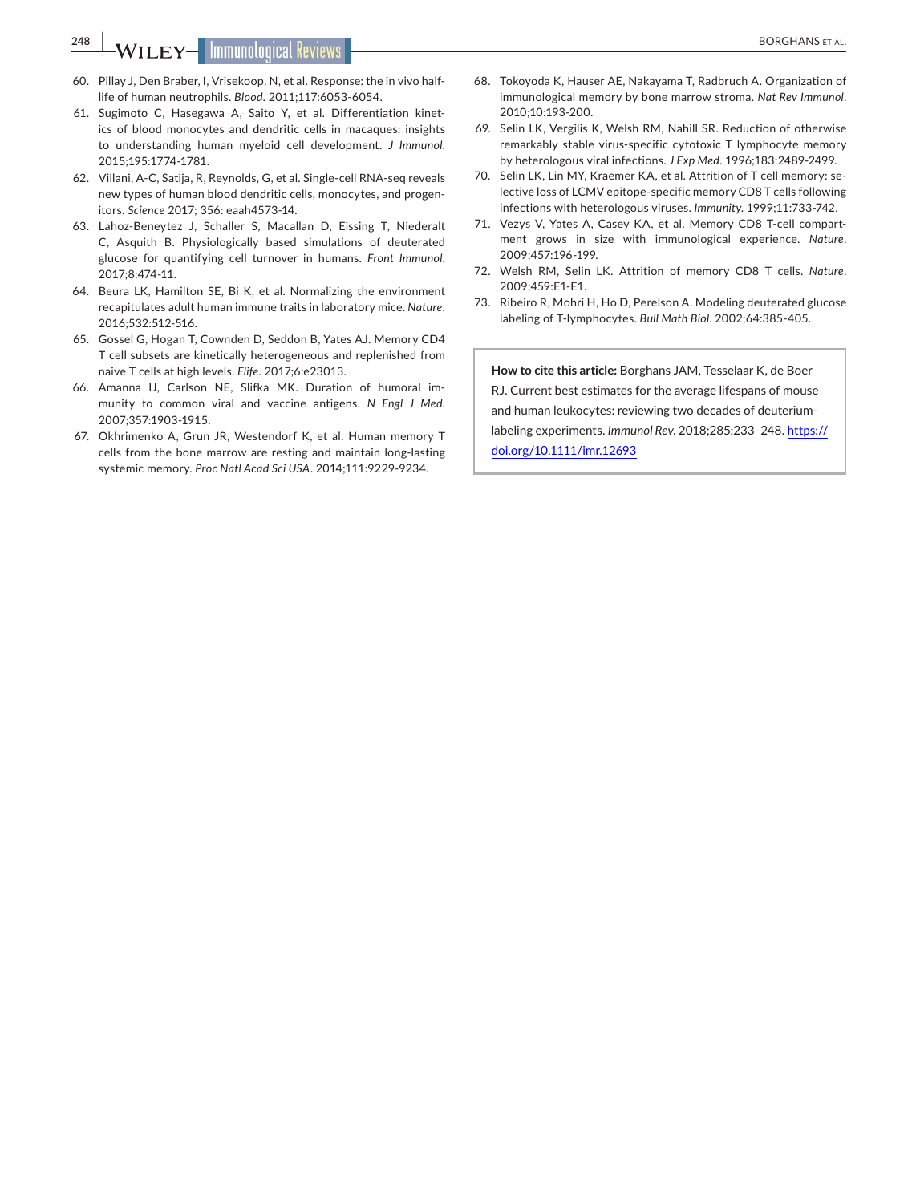60. Pillay J, Den Braber, I, Vrisekoop, N, et al. Response: the in vivo half-life of human neutrophils. *Blood.* 2011;117:6053-6054.
61. Sugimoto C, Hasegawa A, Saito Y, et al. Differentiation kinetics of blood monocytes and dendritic cells in macaques: insights to understanding human myeloid cell development. *J Immunol.* 2015;195:1774-1781.
62. Villani, A-C, Satija, R, Reynolds, G, et al. Single-cell RNA-seq reveals new types of human blood dendritic cells, monocytes, and progenitors. *Science* 2017; 356: eaah4573-14.
63. Lahoz-Beneytez J, Schaller S, Macallan D, Eissing T, Niederalt C, Asquith B. Physiologically based simulations of deuterated glucose for quantifying cell turnover in humans. *Front Immunol.* 2017;8:474-11.
64. Beura LK, Hamilton SE, Bi K, et al. Normalizing the environment recapitulates adult human immune traits in laboratory mice. *Nature.* 2016;532:512-516.
65. Gossel G, Hogan T, Cownden D, Seddon B, Yates AJ. Memory CD4 T cell subsets are kinetically heterogeneous and replenished from naive T cells at high levels. *Elife.* 2017;6:e23013.
66. Amanna IJ, Carlson NE, Slifka MK. Duration of humoral immunity to common viral and vaccine antigens. *N Engl J Med.* 2007;357:1903-1915.
67. Okhrimenko A, Grun JR, Westendorf K, et al. Human memory T cells from the bone marrow are resting and maintain long-lasting systemic memory. *Proc Natl Acad Sci USA*. 2014;111:9229-9234.
68. Tokoyoda K, Hauser AE, Nakayama T, Radbruch A. Organization of immunological memory by bone marrow stroma. *Nat Rev Immunol.* 2010;10:193-200.
69. Selin LK, Vergilis K, Welsh RM, Nahill SR. Reduction of otherwise remarkably stable virus-specific cytotoxic T lymphocyte memory by heterologous viral infections. *J Exp Med.* 1996;183:2489-2499.
70. Selin LK, Lin MY, Kraemer KA, et al. Attrition of T cell memory: selective loss of LCMV epitope-specific memory CD8 T cells following infections with heterologous viruses. *Immunity.* 1999;11:733-742.
71. Vezys V, Yates A, Casey KA, et al. Memory CD8 T-cell compartment grows in size with immunological experience. *Nature.* 2009;457:196-199.
72. Welsh RM, Selin LK. Attrition of memory CD8 T cells. *Nature.* 2009;459:E1-E1.
73. Ribeiro R, Mohri H, Ho D, Perelson A. Modeling deuterated glucose labeling of T-lymphocytes. *Bull Math Biol.* 2002;64:385-405.

**How to cite this article:** Borghans JAM, Tesselaar K, de Boer RJ. Current best estimates for the average lifespans of mouse and human leukocytes: reviewing two decades of deuterium-labeling experiments. *Immunol Rev.* 2018;285:233–248. https://doi.org/10.1111/imr.12693